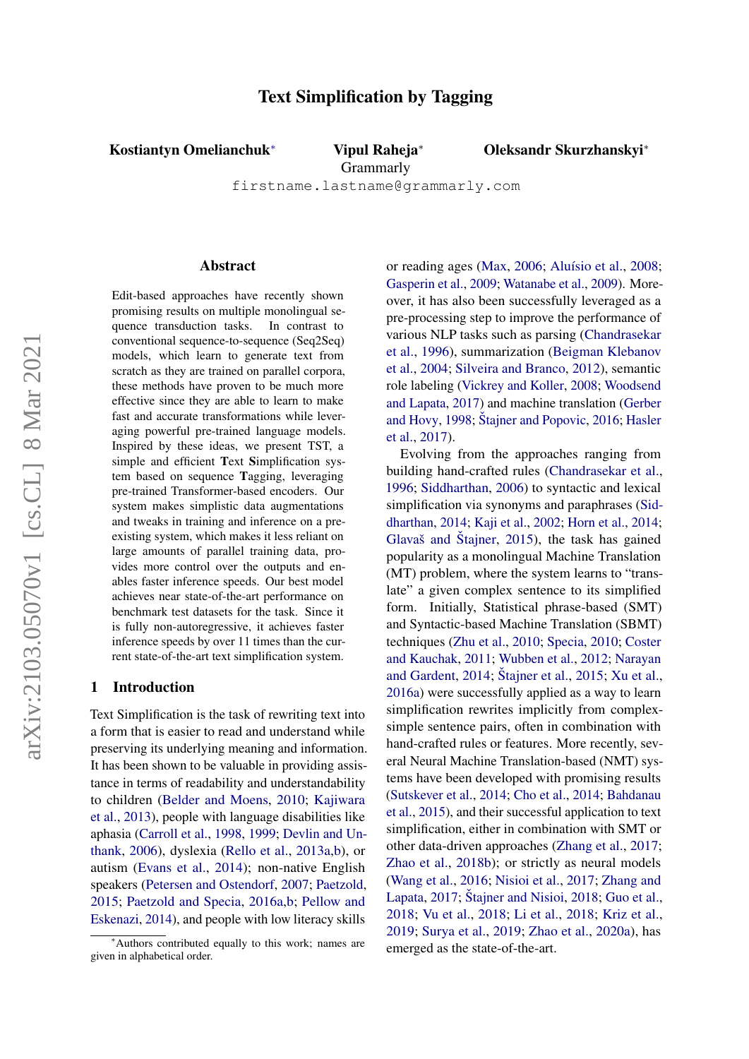# Text Simplification by Tagging

**Kostiantyn Omelianchuk**\* **Vipul Raheja**\* **Oleksandr Skurzhanskyi**\*

Grammarly

firstname.lastname@grammarly.com

## Abstract

Edit-based approaches have recently shown promising results on multiple monolingual sequence transduction tasks. In contrast to conventional sequence-to-sequence (Seq2Seq) models, which learn to generate text from scratch as they are trained on parallel corpora, these methods have proven to be much more effective since they are able to learn to make fast and accurate transformations while leveraging powerful pre-trained language models. Inspired by these ideas, we present TST, a simple and efficient **T**ext **S**implification system based on sequence **T**agging, leveraging pre-trained Transformer-based encoders. Our system makes simplistic data augmentations and tweaks in training and inference on a pre-existing system, which makes it less reliant on large amounts of parallel training data, provides more control over the outputs and enables faster inference speeds. Our best model achieves near state-of-the-art performance on benchmark test datasets for the task. Since it is fully non-autoregressive, it achieves faster inference speeds by over 11 times than the current state-of-the-art text simplification system.

## 1 Introduction

Text Simplification is the task of rewriting text into a form that is easier to read and understand while preserving its underlying meaning and information. It has been shown to be valuable in providing assistance in terms of readability and understandability to children (Belder and Moens, 2010; Kajiwara et al., 2013), people with language disabilities like aphasia (Carroll et al., 1998, 1999; Devlin and Unthank, 2006), dyslexia (Rello et al., 2013a,b), or autism (Evans et al., 2014); non-native English speakers (Petersen and Ostendorf, 2007; Paetzold, 2015; Paetzold and Specia, 2016a,b; Pellow and Eskenazi, 2014), and people with low literacy skills or reading ages (Max, 2006; Aluísio et al., 2008; Gasperin et al., 2009; Watanabe et al., 2009). Moreover, it has also been successfully leveraged as a pre-processing step to improve the performance of various NLP tasks such as parsing (Chandrasekar et al., 1996), summarization (Beigman Klebanov et al., 2004; Silveira and Branco, 2012), semantic role labeling (Vickrey and Koller, 2008; Woodsend and Lapata, 2017) and machine translation (Gerber and Hovy, 1998; Štajner and Popovic, 2016; Hasler et al., 2017).

Evolving from the approaches ranging from building hand-crafted rules (Chandrasekar et al., 1996; Siddharthan, 2006) to syntactic and lexical simplification via synonyms and paraphrases (Siddharthan, 2014; Kaji et al., 2002; Horn et al., 2014; Glavaš and Štajner, 2015), the task has gained popularity as a monolingual Machine Translation (MT) problem, where the system learns to "translate" a given complex sentence to its simplified form. Initially, Statistical phrase-based (SMT) and Syntactic-based Machine Translation (SBMT) techniques (Zhu et al., 2010; Specia, 2010; Coster and Kauchak, 2011; Wubben et al., 2012; Narayan and Gardent, 2014; Štajner et al., 2015; Xu et al., 2016a) were successfully applied as a way to learn simplification rewrites implicitly from complex-simple sentence pairs, often in combination with hand-crafted rules or features. More recently, several Neural Machine Translation-based (NMT) systems have been developed with promising results (Sutskever et al., 2014; Cho et al., 2014; Bahdanau et al., 2015), and their successful application to text simplification, either in combination with SMT or other data-driven approaches (Zhang et al., 2017; Zhao et al., 2018b); or strictly as neural models (Wang et al., 2016; Nisioi et al., 2017; Zhang and Lapata, 2017; Štajner and Nisioi, 2018; Guo et al., 2018; Vu et al., 2018; Li et al., 2018; Kriz et al., 2019; Surya et al., 2019; Zhao et al., 2020a), has emerged as the state-of-the-art.

\*Authors contributed equally to this work; names are given in alphabetical order.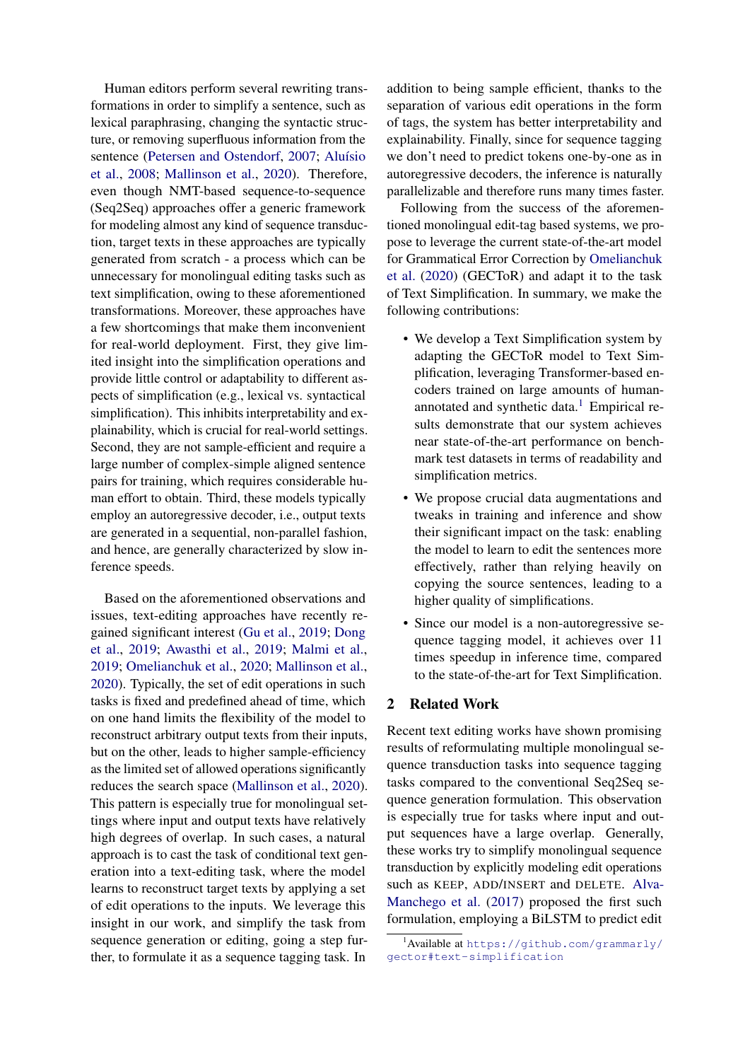Human editors perform several rewriting transformations in order to simplify a sentence, such as lexical paraphrasing, changing the syntactic structure, or removing superfluous information from the sentence (Petersen and Ostendorf, 2007; Aluísio et al., 2008; Mallinson et al., 2020). Therefore, even though NMT-based sequence-to-sequence (Seq2Seq) approaches offer a generic framework for modeling almost any kind of sequence transduction, target texts in these approaches are typically generated from scratch - a process which can be unnecessary for monolingual editing tasks such as text simplification, owing to these aforementioned transformations. Moreover, these approaches have a few shortcomings that make them inconvenient for real-world deployment. First, they give limited insight into the simplification operations and provide little control or adaptability to different aspects of simplification (e.g., lexical vs. syntactical simplification). This inhibits interpretability and explainability, which is crucial for real-world settings. Second, they are not sample-efficient and require a large number of complex-simple aligned sentence pairs for training, which requires considerable human effort to obtain. Third, these models typically employ an autoregressive decoder, i.e., output texts are generated in a sequential, non-parallel fashion, and hence, are generally characterized by slow inference speeds.

Based on the aforementioned observations and issues, text-editing approaches have recently regained significant interest (Gu et al., 2019; Dong et al., 2019; Awasthi et al., 2019; Malmi et al., 2019; Omelianchuk et al., 2020; Mallinson et al., 2020). Typically, the set of edit operations in such tasks is fixed and predefined ahead of time, which on one hand limits the flexibility of the model to reconstruct arbitrary output texts from their inputs, but on the other, leads to higher sample-efficiency as the limited set of allowed operations significantly reduces the search space (Mallinson et al., 2020). This pattern is especially true for monolingual settings where input and output texts have relatively high degrees of overlap. In such cases, a natural approach is to cast the task of conditional text generation into a text-editing task, where the model learns to reconstruct target texts by applying a set of edit operations to the inputs. We leverage this insight in our work, and simplify the task from sequence generation or editing, going a step further, to formulate it as a sequence tagging task. In addition to being sample efficient, thanks to the separation of various edit operations in the form of tags, the system has better interpretability and explainability. Finally, since for sequence tagging we don't need to predict tokens one-by-one as in autoregressive decoders, the inference is naturally parallelizable and therefore runs many times faster.

Following from the success of the aforementioned monolingual edit-tag based systems, we propose to leverage the current state-of-the-art model for Grammatical Error Correction by Omelianchuk et al. (2020) (GECToR) and adapt it to the task of Text Simplification. In summary, we make the following contributions:

- We develop a Text Simplification system by adapting the GECToR model to Text Simplification, leveraging Transformer-based encoders trained on large amounts of human-annotated and synthetic data.[1] Empirical results demonstrate that our system achieves near state-of-the-art performance on benchmark test datasets in terms of readability and simplification metrics.
- We propose crucial data augmentations and tweaks in training and inference and show their significant impact on the task: enabling the model to learn to edit the sentences more effectively, rather than relying heavily on copying the source sentences, leading to a higher quality of simplifications.
- Since our model is a non-autoregressive sequence tagging model, it achieves over 11 times speedup in inference time, compared to the state-of-the-art for Text Simplification.

## 2 Related Work

Recent text editing works have shown promising results of reformulating multiple monolingual sequence transduction tasks into sequence tagging tasks compared to the conventional Seq2Seq sequence generation formulation. This observation is especially true for tasks where input and output sequences have a large overlap. Generally, these works try to simplify monolingual sequence transduction by explicitly modeling edit operations such as KEEP, ADD/INSERT and DELETE. Alva-Manchego et al. (2017) proposed the first such formulation, employing a BiLSTM to predict edit

[1] Available at https://github.com/grammarly/gector#text-simplification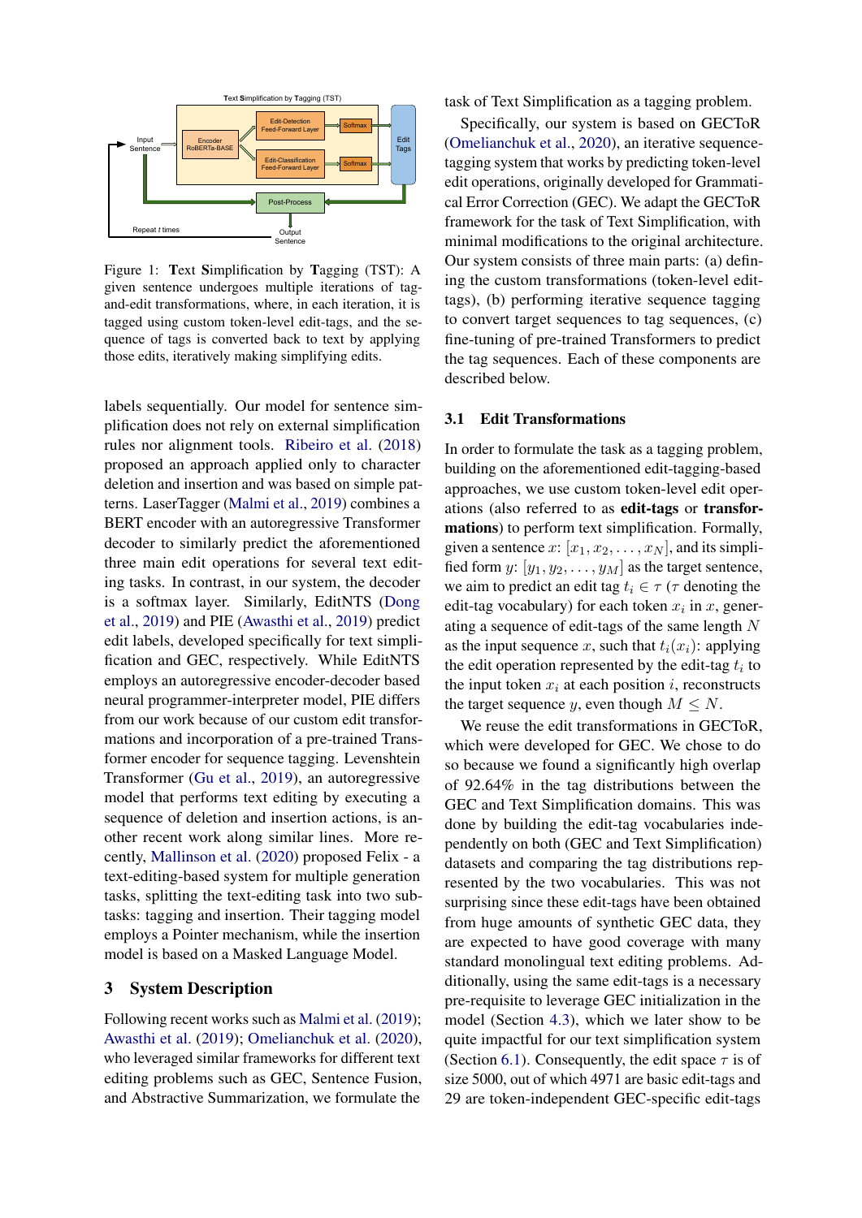Figure 1: **T**ext **S**implification by **T**agging (TST): A given sentence undergoes multiple iterations of tag-and-edit transformations, where, in each iteration, it is tagged using custom token-level edit-tags, and the sequence of tags is converted back to text by applying those edits, iteratively making simplifying edits.

labels sequentially. Our model for sentence simplification does not rely on external simplification rules nor alignment tools. Ribeiro et al. (2018) proposed an approach applied only to character deletion and insertion and was based on simple patterns. LaserTagger (Malmi et al., 2019) combines a BERT encoder with an autoregressive Transformer decoder to similarly predict the aforementioned three main edit operations for several text editing tasks. In contrast, in our system, the decoder is a softmax layer. Similarly, EditNTS (Dong et al., 2019) and PIE (Awasthi et al., 2019) predict edit labels, developed specifically for text simplification and GEC, respectively. While EditNTS employs an autoregressive encoder-decoder based neural programmer-interpreter model, PIE differs from our work because of our custom edit transformations and incorporation of a pre-trained Transformer encoder for sequence tagging. Levenshtein Transformer (Gu et al., 2019), an autoregressive model that performs text editing by executing a sequence of deletion and insertion actions, is another recent work along similar lines. More recently, Mallinson et al. (2020) proposed Felix - a text-editing-based system for multiple generation tasks, splitting the text-editing task into two subtasks: tagging and insertion. Their tagging model employs a Pointer mechanism, while the insertion model is based on a Masked Language Model.

# 3 System Description

Following recent works such as Malmi et al. (2019); Awasthi et al. (2019); Omelianchuk et al. (2020), who leveraged similar frameworks for different text editing problems such as GEC, Sentence Fusion, and Abstractive Summarization, we formulate the task of Text Simplification as a tagging problem.

Specifically, our system is based on GECToR (Omelianchuk et al., 2020), an iterative sequence-tagging system that works by predicting token-level edit operations, originally developed for Grammatical Error Correction (GEC). We adapt the GECToR framework for the task of Text Simplification, with minimal modifications to the original architecture. Our system consists of three main parts: (a) defining the custom transformations (token-level edit-tags), (b) performing iterative sequence tagging to convert target sequences to tag sequences, (c) fine-tuning of pre-trained Transformers to predict the tag sequences. Each of these components are described below.

## 3.1 Edit Transformations

In order to formulate the task as a tagging problem, building on the aforementioned edit-tagging-based approaches, we use custom token-level edit operations (also referred to as **edit-tags** or **transformations**) to perform text simplification. Formally, given a sentence $x$: $[x_1, x_2, \ldots, x_N]$, and its simplified form $y$: $[y_1, y_2, \ldots, y_M]$ as the target sentence, we aim to predict an edit tag $t_i \in \tau$ ($\tau$ denoting the edit-tag vocabulary) for each token $x_i$ in $x$, generating a sequence of edit-tags of the same length $N$ as the input sequence $x$, such that $t_i(x_i)$: applying the edit operation represented by the edit-tag $t_i$ to the input token $x_i$ at each position $i$, reconstructs the target sequence $y$, even though $M \leq N$.

We reuse the edit transformations in GECToR, which were developed for GEC. We chose to do so because we found a significantly high overlap of 92.64% in the tag distributions between the GEC and Text Simplification domains. This was done by building the edit-tag vocabularies independently on both (GEC and Text Simplification) datasets and comparing the tag distributions represented by the two vocabularies. This was not surprising since these edit-tags have been obtained from huge amounts of synthetic GEC data, they are expected to have good coverage with many standard monolingual text editing problems. Additionally, using the same edit-tags is a necessary pre-requisite to leverage GEC initialization in the model (Section 4.3), which we later show to be quite impactful for our text simplification system (Section 6.1). Consequently, the edit space $\tau$ is of size 5000, out of which 4971 are basic edit-tags and 29 are token-independent GEC-specific edit-tags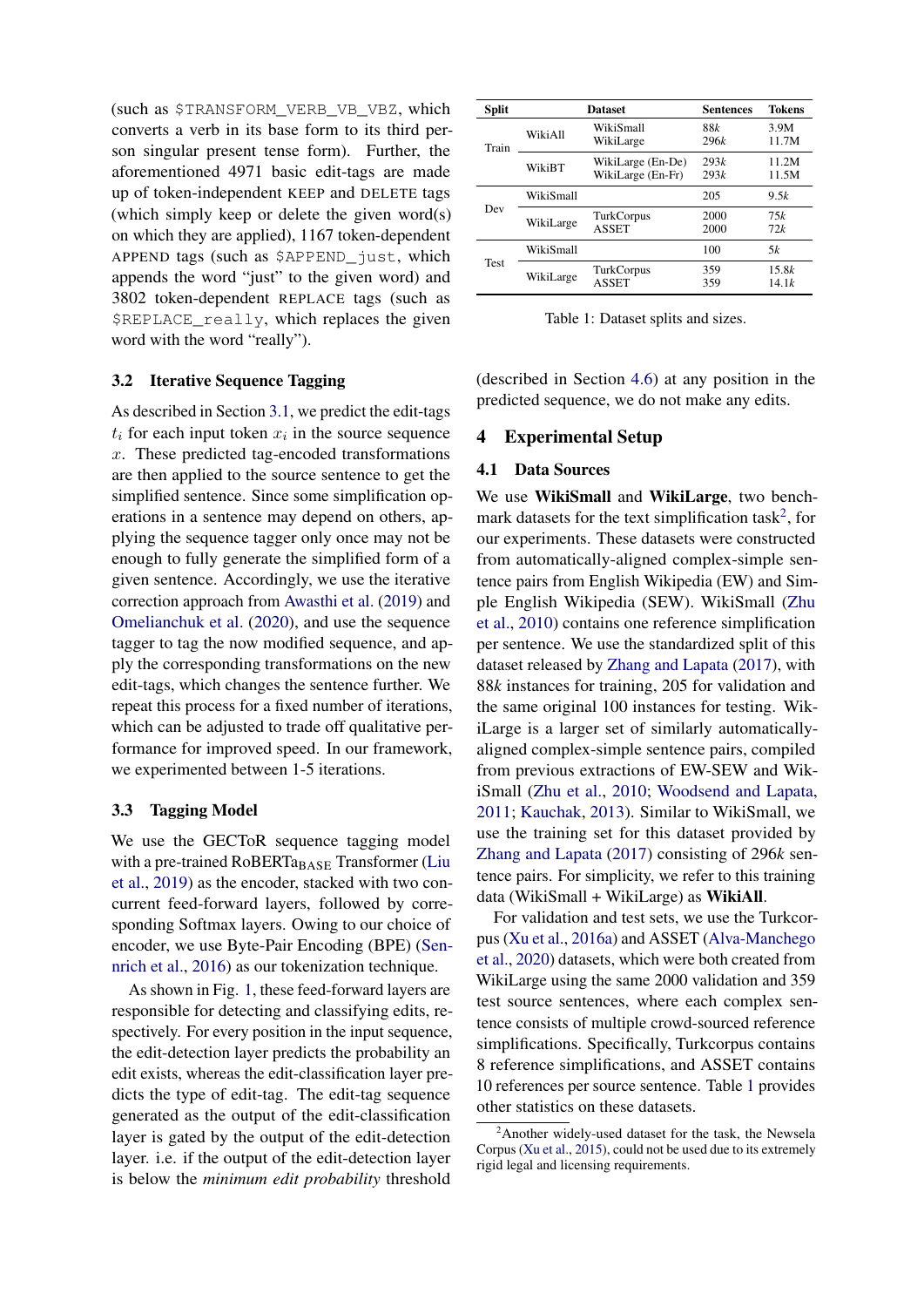(such as $TRANSFORM_VERB_VB_VBZ, which converts a verb in its base form to its third person singular present tense form). Further, the aforementioned 4971 basic edit-tags are made up of token-independent KEEP and DELETE tags (which simply keep or delete the given word(s) on which they are applied), 1167 token-dependent APPEND tags (such as $APPEND_just, which appends the word "just" to the given word) and 3802 token-dependent REPLACE tags (such as $REPLACE_really, which replaces the given word with the word "really").

## 3.2 Iterative Sequence Tagging

As described in Section 3.1, we predict the edit-tags $t_i$ for each input token $x_i$ in the source sequence $x$. These predicted tag-encoded transformations are then applied to the source sentence to get the simplified sentence. Since some simplification operations in a sentence may depend on others, applying the sequence tagger only once may not be enough to fully generate the simplified form of a given sentence. Accordingly, we use the iterative correction approach from Awasthi et al. (2019) and Omelianchuk et al. (2020), and use the sequence tagger to tag the now modified sequence, and apply the corresponding transformations on the new edit-tags, which changes the sentence further. We repeat this process for a fixed number of iterations, which can be adjusted to trade off qualitative performance for improved speed. In our framework, we experimented between 1-5 iterations.

## 3.3 Tagging Model

We use the GECToR sequence tagging model with a pre-trained RoBERTa$_{\text{BASE}}$ Transformer (Liu et al., 2019) as the encoder, stacked with two concurrent feed-forward layers, followed by corresponding Softmax layers. Owing to our choice of encoder, we use Byte-Pair Encoding (BPE) (Sennrich et al., 2016) as our tokenization technique.

As shown in Fig. 1, these feed-forward layers are responsible for detecting and classifying edits, respectively. For every position in the input sequence, the edit-detection layer predicts the probability an edit exists, whereas the edit-classification layer predicts the type of edit-tag. The edit-tag sequence generated as the output of the edit-classification layer is gated by the output of the edit-detection layer. i.e. if the output of the edit-detection layer is below the *minimum edit probability* threshold (described in Section 4.6) at any position in the predicted sequence, we do not make any edits.

| Split | | Dataset | Sentences | Tokens |
|---|---|---|---|---|
| Train | WikiAll | WikiSmall | 88*k* | 3.9M |
| | | WikiLarge | 296*k* | 11.7M |
| | WikiBT | WikiLarge (En-De) | 293*k* | 11.2M |
| | | WikiLarge (En-Fr) | 293*k* | 11.5M |
| Dev | WikiSmall | | 205 | 9.5*k* |
| | WikiLarge | TurkCorpus | 2000 | 75*k* |
| | | ASSET | 2000 | 72*k* |
| Test | WikiSmall | | 100 | 5*k* |
| | WikiLarge | TurkCorpus | 359 | 15.8*k* |
| | | ASSET | 359 | 14.1*k* |

Table 1: Dataset splits and sizes.

# 4 Experimental Setup

## 4.1 Data Sources

We use **WikiSmall** and **WikiLarge**, two benchmark datasets for the text simplification task[2], for our experiments. These datasets were constructed from automatically-aligned complex-simple sentence pairs from English Wikipedia (EW) and Simple English Wikipedia (SEW). WikiSmall (Zhu et al., 2010) contains one reference simplification per sentence. We use the standardized split of this dataset released by Zhang and Lapata (2017), with 88*k* instances for training, 205 for validation and the same original 100 instances for testing. WikiLarge is a larger set of similarly automatically-aligned complex-simple sentence pairs, compiled from previous extractions of EW-SEW and WikiSmall (Zhu et al., 2010; Woodsend and Lapata, 2011; Kauchak, 2013). Similar to WikiSmall, we use the training set for this dataset provided by Zhang and Lapata (2017) consisting of 296*k* sentence pairs. For simplicity, we refer to this training data (WikiSmall + WikiLarge) as **WikiAll**.

For validation and test sets, we use the Turkcorpus (Xu et al., 2016a) and ASSET (Alva-Manchego et al., 2020) datasets, which were both created from WikiLarge using the same 2000 validation and 359 test source sentences, where each complex sentence consists of multiple crowd-sourced reference simplifications. Specifically, Turkcorpus contains 8 reference simplifications, and ASSET contains 10 references per source sentence. Table 1 provides other statistics on these datasets.

[2]Another widely-used dataset for the task, the Newsela Corpus (Xu et al., 2015), could not be used due to its extremely rigid legal and licensing requirements.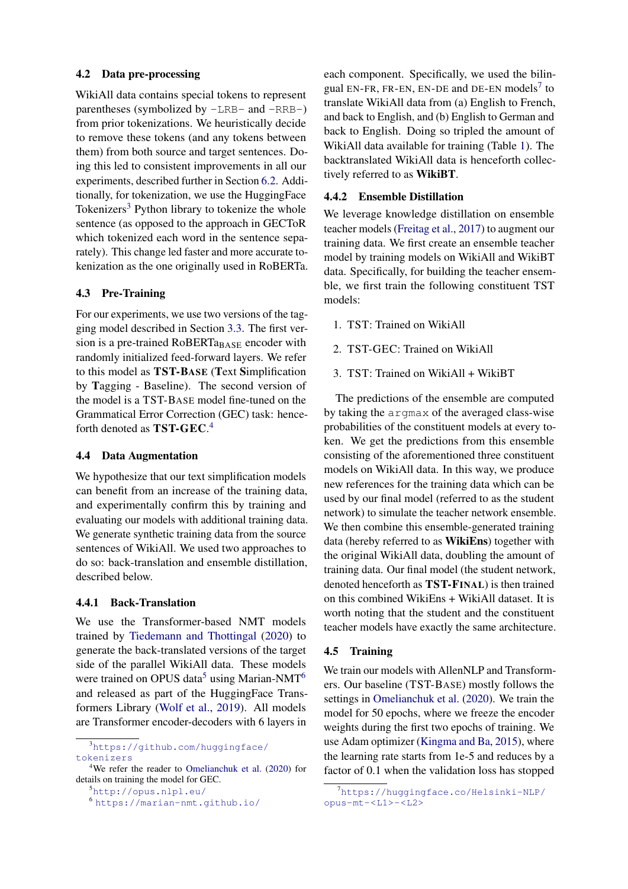### 4.2 Data pre-processing

WikiAll data contains special tokens to represent parentheses (symbolized by `-LRB-` and `-RRB-`) from prior tokenizations. We heuristically decide to remove these tokens (and any tokens between them) from both source and target sentences. Doing this led to consistent improvements in all our experiments, described further in Section 6.2. Additionally, for tokenization, we use the HuggingFace Tokenizers[3] Python library to tokenize the whole sentence (as opposed to the approach in GECToR which tokenized each word in the sentence separately). This change led faster and more accurate tokenization as the one originally used in RoBERTa.

### 4.3 Pre-Training

For our experiments, we use two versions of the tagging model described in Section 3.3. The first version is a pre-trained RoBERTa$_{\text{BASE}}$ encoder with randomly initialized feed-forward layers. We refer to this model as **TST-BASE** (**T**ext **S**implification by **T**agging - Baseline). The second version of the model is a TST-BASE model fine-tuned on the Grammatical Error Correction (GEC) task: henceforth denoted as **TST-GEC**.[4]

### 4.4 Data Augmentation

We hypothesize that our text simplification models can benefit from an increase of the training data, and experimentally confirm this by training and evaluating our models with additional training data. We generate synthetic training data from the source sentences of WikiAll. We used two approaches to do so: back-translation and ensemble distillation, described below.

#### 4.4.1 Back-Translation

We use the Transformer-based NMT models trained by Tiedemann and Thottingal (2020) to generate the back-translated versions of the target side of the parallel WikiAll data. These models were trained on OPUS data[5] using Marian-NMT[6] and released as part of the HuggingFace Transformers Library (Wolf et al., 2019). All models are Transformer encoder-decoders with 6 layers in each component. Specifically, we used the bilingual EN-FR, FR-EN, EN-DE and DE-EN models[7] to translate WikiAll data from (a) English to French, and back to English, and (b) English to German and back to English. Doing so tripled the amount of WikiAll data available for training (Table 1). The backtranslated WikiAll data is henceforth collectively referred to as **WikiBT**.

#### 4.4.2 Ensemble Distillation

We leverage knowledge distillation on ensemble teacher models (Freitag et al., 2017) to augment our training data. We first create an ensemble teacher model by training models on WikiAll and WikiBT data. Specifically, for building the teacher ensemble, we first train the following constituent TST models:

1. TST: Trained on WikiAll
2. TST-GEC: Trained on WikiAll
3. TST: Trained on WikiAll + WikiBT

The predictions of the ensemble are computed by taking the `argmax` of the averaged class-wise probabilities of the constituent models at every token. We get the predictions from this ensemble consisting of the aforementioned three constituent models on WikiAll data. In this way, we produce new references for the training data which can be used by our final model (referred to as the student network) to simulate the teacher network ensemble. We then combine this ensemble-generated training data (hereby referred to as **WikiEns**) together with the original WikiAll data, doubling the amount of training data. Our final model (the student network, denoted henceforth as **TST-FINAL**) is then trained on this combined WikiEns + WikiAll dataset. It is worth noting that the student and the constituent teacher models have exactly the same architecture.

### 4.5 Training

We train our models with AllenNLP and Transformers. Our baseline (TST-BASE) mostly follows the settings in Omelianchuk et al. (2020). We train the model for 50 epochs, where we freeze the encoder weights during the first two epochs of training. We use Adam optimizer (Kingma and Ba, 2015), where the learning rate starts from 1e-5 and reduces by a factor of 0.1 when the validation loss has stopped

---

[3] https://github.com/huggingface/tokenizers

[4] We refer the reader to Omelianchuk et al. (2020) for details on training the model for GEC.

[5] http://opus.nlpl.eu/

[6] https://marian-nmt.github.io/

[7] https://huggingface.co/Helsinki-NLP/opus-mt-<L1>-<L2>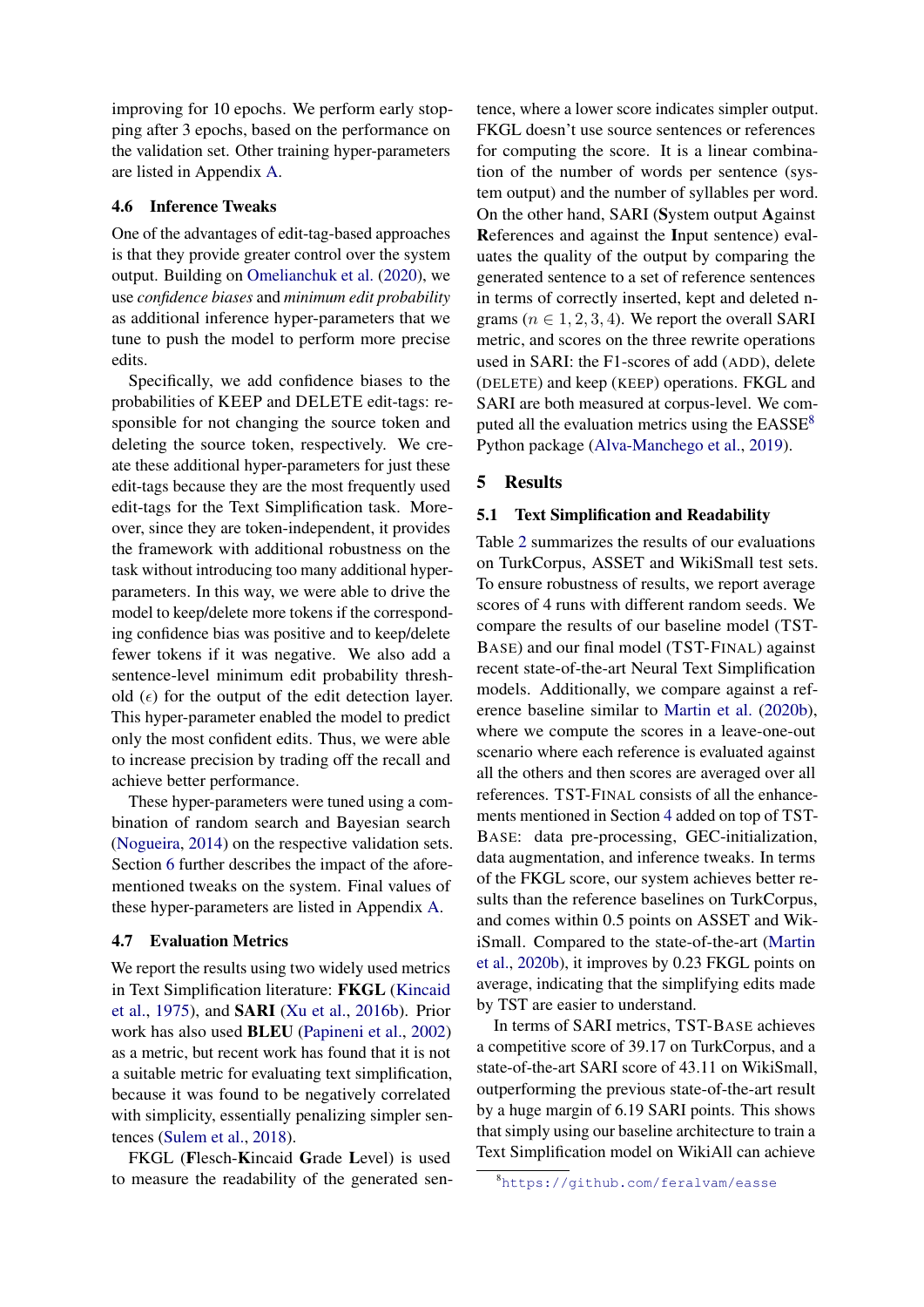improving for 10 epochs. We perform early stopping after 3 epochs, based on the performance on the validation set. Other training hyper-parameters are listed in Appendix A.

### 4.6 Inference Tweaks

One of the advantages of edit-tag-based approaches is that they provide greater control over the system output. Building on Omelianchuk et al. (2020), we use *confidence biases* and *minimum edit probability* as additional inference hyper-parameters that we tune to push the model to perform more precise edits.

Specifically, we add confidence biases to the probabilities of KEEP and DELETE edit-tags: responsible for not changing the source token and deleting the source token, respectively. We create these additional hyper-parameters for just these edit-tags because they are the most frequently used edit-tags for the Text Simplification task. Moreover, since they are token-independent, it provides the framework with additional robustness on the task without introducing too many additional hyper-parameters. In this way, we were able to drive the model to keep/delete more tokens if the corresponding confidence bias was positive and to keep/delete fewer tokens if it was negative. We also add a sentence-level minimum edit probability threshold ($\epsilon$) for the output of the edit detection layer. This hyper-parameter enabled the model to predict only the most confident edits. Thus, we were able to increase precision by trading off the recall and achieve better performance.

These hyper-parameters were tuned using a combination of random search and Bayesian search (Nogueira, 2014) on the respective validation sets. Section 6 further describes the impact of the aforementioned tweaks on the system. Final values of these hyper-parameters are listed in Appendix A.

### 4.7 Evaluation Metrics

We report the results using two widely used metrics in Text Simplification literature: **FKGL** (Kincaid et al., 1975), and **SARI** (Xu et al., 2016b). Prior work has also used **BLEU** (Papineni et al., 2002) as a metric, but recent work has found that it is not a suitable metric for evaluating text simplification, because it was found to be negatively correlated with simplicity, essentially penalizing simpler sentences (Sulem et al., 2018).

FKGL (**F**lesch-**K**incaid **G**rade **L**evel) is used to measure the readability of the generated sentence, where a lower score indicates simpler output. FKGL doesn't use source sentences or references for computing the score. It is a linear combination of the number of words per sentence (system output) and the number of syllables per word. On the other hand, SARI (**S**ystem output **A**gainst **R**eferences and against the **I**nput sentence) evaluates the quality of the output by comparing the generated sentence to a set of reference sentences in terms of correctly inserted, kept and deleted n-grams ($n \in 1, 2, 3, 4$). We report the overall SARI metric, and scores on the three rewrite operations used in SARI: the F1-scores of add (ADD), delete (DELETE) and keep (KEEP) operations. FKGL and SARI are both measured at corpus-level. We computed all the evaluation metrics using the EASSE[8] Python package (Alva-Manchego et al., 2019).

## 5 Results

### 5.1 Text Simplification and Readability

Table 2 summarizes the results of our evaluations on TurkCorpus, ASSET and WikiSmall test sets. To ensure robustness of results, we report average scores of 4 runs with different random seeds. We compare the results of our baseline model (TST-BASE) and our final model (TST-FINAL) against recent state-of-the-art Neural Text Simplification models. Additionally, we compare against a reference baseline similar to Martin et al. (2020b), where we compute the scores in a leave-one-out scenario where each reference is evaluated against all the others and then scores are averaged over all references. TST-FINAL consists of all the enhancements mentioned in Section 4 added on top of TST-BASE: data pre-processing, GEC-initialization, data augmentation, and inference tweaks. In terms of the FKGL score, our system achieves better results than the reference baselines on TurkCorpus, and comes within 0.5 points on ASSET and WikiSmall. Compared to the state-of-the-art (Martin et al., 2020b), it improves by 0.23 FKGL points on average, indicating that the simplifying edits made by TST are easier to understand.

In terms of SARI metrics, TST-BASE achieves a competitive score of 39.17 on TurkCorpus, and a state-of-the-art SARI score of 43.11 on WikiSmall, outperforming the previous state-of-the-art result by a huge margin of 6.19 SARI points. This shows that simply using our baseline architecture to train a Text Simplification model on WikiAll can achieve

[8] https://github.com/feralvam/easse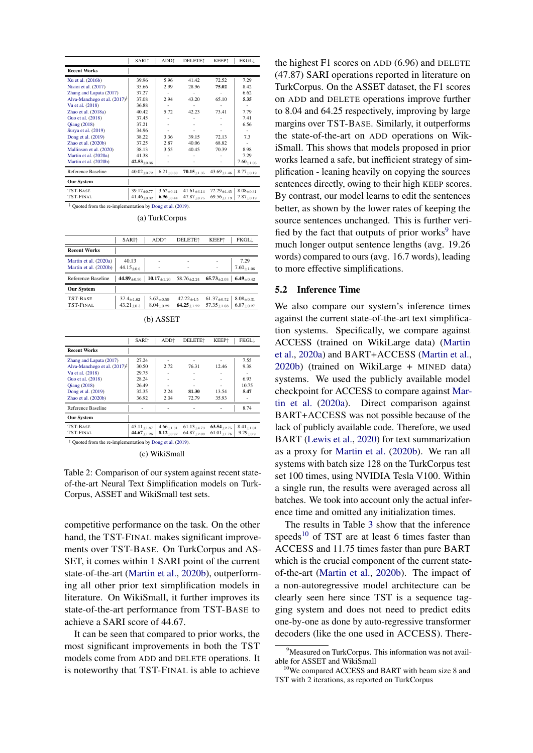| | SARI↑ | ADD↑ | DELETE↑ | KEEP↑ | FKGL↓ |
|---|---|---|---|---|---|
| **Recent Works** | | | | | |
| Xu et al. (2016b) | 39.96 | 5.96 | 41.42 | 72.52 | 7.29 |
| Nisioi et al. (2017) | 35.66 | 2.99 | 28.96 | **75.02** | 8.42 |
| Zhang and Lapata (2017) | 37.27 | - | - | - | 6.62 |
| Alva-Manchego et al. (2017)[‡] | 37.08 | 2.94 | 43.20 | 65.10 | **5.35** |
| Vu et al. (2018) | 36.88 | - | - | - | - |
| Zhao et al. (2018a) | 40.42 | 5.72 | 42.23 | 73.41 | 7.79 |
| Guo et al. (2018) | 37.45 | - | - | - | 7.41 |
| Qiang (2018) | 37.21 | - | - | - | 6.56 |
| Surya et al. (2019) | 34.96 | - | - | - | - |
| Dong et al. (2019) | 38.22 | 3.36 | 39.15 | 72.13 | 7.3 |
| Zhao et al. (2020b) | 37.25 | 2.87 | 40.06 | 68.82 | - |
| Mallinson et al. (2020) | 38.13 | 3.55 | 40.45 | 70.39 | 8.98 |
| Martin et al. (2020a) | 41.38 | - | - | - | 7.29 |
| Martin et al. (2020b) | **42.53**$_{\pm 0.36}$ | - | - | - | 7.60$_{\pm 1.06}$ |
| Reference Baseline | 40.02$_{\pm 0.72}$ | 6.21$_{\pm 0.60}$ | **70.15**$_{\pm 1.35}$ | 43.69$_{\pm 1.46}$ | 8.77$_{\pm 0.19}$ |
| **Our System** | | | | | |
| TST-BASE | 39.17$_{\pm 0.77}$ | 3.62$_{\pm 0.41}$ | 41.61$_{\pm 3.14}$ | 72.29$_{\pm 1.45}$ | 8.08$_{\pm 0.31}$ |
| TST-FINAL | 41.46$_{\pm 0.32}$ | **6.96**$_{\pm 0.44}$ | 47.87$_{\pm 0.75}$ | 69.56$_{\pm 1.19}$ | 7.87$_{\pm 0.19}$ |

[‡] Quoted from the re-implementation by Dong et al. (2019).

(a) TurkCorpus

| | SARI↑ | ADD↑ | DELETE↑ | KEEP↑ | FKGL↓ |
|---|---|---|---|---|---|
| **Recent Works** | | | | | |
| Martin et al. (2020a) | 40.13 | - | - | - | 7.29 |
| Martin et al. (2020b) | 44.15$_{\pm 0.6}$ | - | - | - | 7.60$_{\pm 1.06}$ |
| Reference Baseline | **44.89**$_{\pm 0.90}$ | **10.17**$_{\pm 1.20}$ | 58.76$_{\pm 2.24}$ | **65.73**$_{\pm 2.03}$ | **6.49**$_{\pm 0.42}$ |
| **Our System** | | | | | |
| TST-BASE | 37.4$_{\pm 1.62}$ | 3.62$_{\pm 0.59}$ | 47.22$_{\pm 4.5}$ | 61.37$_{\pm 0.52}$ | 8.08$_{\pm 0.31}$ |
| TST-FINAL | 43.21$_{\pm 0.3}$ | 8.04$_{\pm 0.29}$ | **64.25**$_{\pm 1.22}$ | 57.35$_{\pm 1.68}$ | 6.87$_{\pm 0.27}$ |

(b) ASSET

| | SARI↑ | ADD↑ | DELETE↑ | KEEP↑ | FKGL↓ |
|---|---|---|---|---|---|
| **Recent Works** | | | | | |
| Zhang and Lapata (2017) | 27.24 | - | - | - | 7.55 |
| Alva-Manchego et al. (2017)[‡] | 30.50 | 2.72 | 76.31 | 12.46 | 9.38 |
| Vu et al. (2018) | 29.75 | - | - | - | - |
| Guo et al. (2018) | 28.24 | - | - | - | 6.93 |
| Qiang (2018) | 26.49 | - | - | - | 10.75 |
| Dong et al. (2019) | 32.35 | 2.24 | **81.30** | 13.54 | **5.47** |
| Zhao et al. (2020b) | 36.92 | 2.04 | 72.79 | 35.93 | - |
| Reference Baseline | - | - | - | - | 8.74 |
| **Our System** | | | | | |
| TST-BASE | 43.11$_{\pm 1.87}$ | 4.66$_{\pm 1.31}$ | 61.13$_{\pm 4.73}$ | **63.54**$_{\pm 2.75}$ | 8.41$_{\pm 1.01}$ |
| TST-FINAL | **44.67**$_{\pm 1.26}$ | **8.12**$_{\pm 0.92}$ | 64.87$_{\pm 2.09}$ | 61.01$_{\pm 1.76}$ | 9.29$_{\pm 0.9}$ |

[‡] Quoted from the re-implementation by Dong et al. (2019).

(c) WikiSmall

Table 2: Comparison of our system against recent state-of-the-art Neural Text Simplification models on TurkCorpus, ASSET and WikiSmall test sets.

competitive performance on the task. On the other hand, the TST-FINAL makes significant improvements over TST-BASE. On TurkCorpus and ASSET, it comes within 1 SARI point of the current state-of-the-art (Martin et al., 2020b), outperforming all other prior text simplification models in literature. On WikiSmall, it further improves its state-of-the-art performance from TST-BASE to achieve a SARI score of 44.67.

It can be seen that compared to prior works, the most significant improvements in both the TST models come from ADD and DELETE operations. It is noteworthy that TST-FINAL is able to achieve the highest F1 scores on ADD (6.96) and DELETE (47.87) SARI operations reported in literature on TurkCorpus. On the ASSET dataset, the F1 scores on ADD and DELETE operations improve further to 8.04 and 64.25 respectively, improving by large margins over TST-BASE. Similarly, it outperforms the state-of-the-art on ADD operations on WikiSmall. This shows that models proposed in prior works learned a safe, but inefficient strategy of simplification - leaning heavily on copying the sources sentences directly, owing to their high KEEP scores. By contrast, our model learns to edit the sentences better, as shown by the lower rates of keeping the source sentences unchanged. This is further verified by the fact that outputs of prior works[9] have much longer output sentence lengths (avg. 19.26 words) compared to ours (avg. 16.7 words), leading to more effective simplifications.

## 5.2 Inference Time

We also compare our system's inference times against the current state-of-the-art text simplification systems. Specifically, we compare against ACCESS (trained on WikiLarge data) (Martin et al., 2020a) and BART+ACCESS (Martin et al., 2020b) (trained on WikiLarge + MINED data) systems. We used the publicly available model checkpoint for ACCESS to compare against Martin et al. (2020a). Direct comparison against BART+ACCESS was not possible because of the lack of publicly available code. Therefore, we used BART (Lewis et al., 2020) for text summarization as a proxy for Martin et al. (2020b). We ran all systems with batch size 128 on the TurkCorpus test set 100 times, using NVIDIA Tesla V100. Within a single run, the results were averaged across all batches. We took into account only the actual inference time and omitted any initialization times.

The results in Table 3 show that the inference speeds[10] of TST are at least 6 times faster than ACCESS and 11.75 times faster than pure BART which is the crucial component of the current state-of-the-art (Martin et al., 2020b). The impact of a non-autoregressive model architecture can be clearly seen here since TST is a sequence tagging system and does not need to predict edits one-by-one as done by auto-regressive transformer decoders (like the one used in ACCESS). There-

[9] Measured on TurkCorpus. This information was not available for ASSET and WikiSmall

[10] We compared ACCESS and BART with beam size 8 and TST with 2 iterations, as reported on TurkCorpus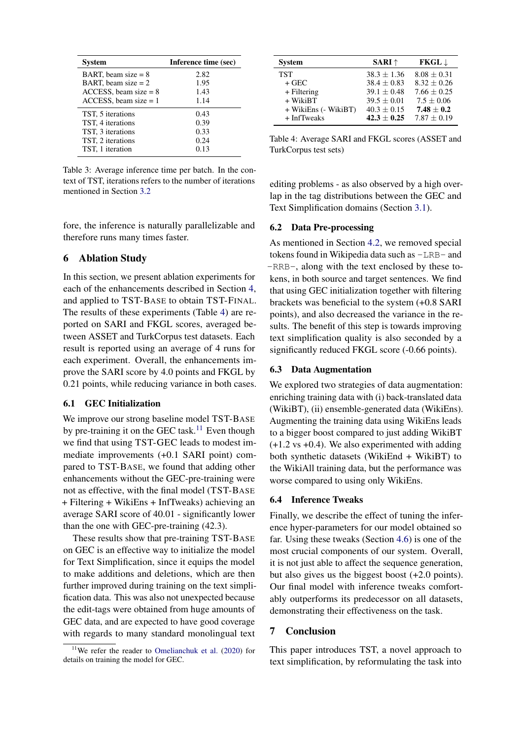| System | Inference time (sec) |
|---|---|
| BART, beam size = 8 | 2.82 |
| BART, beam size = 2 | 1.95 |
| ACCESS, beam size = 8 | 1.43 |
| ACCESS, beam size = 1 | 1.14 |
| TST, 5 iterations | 0.43 |
| TST, 4 iterations | 0.39 |
| TST, 3 iterations | 0.33 |
| TST, 2 iterations | 0.24 |
| TST, 1 iteration | 0.13 |

Table 3: Average inference time per batch. In the context of TST, iterations refers to the number of iterations mentioned in Section 3.2

fore, the inference is naturally parallelizable and therefore runs many times faster.

## 6 Ablation Study

In this section, we present ablation experiments for each of the enhancements described in Section 4, and applied to TST-BASE to obtain TST-FINAL. The results of these experiments (Table 4) are reported on SARI and FKGL scores, averaged between ASSET and TurkCorpus test datasets. Each result is reported using an average of 4 runs for each experiment. Overall, the enhancements improve the SARI score by 4.0 points and FKGL by 0.21 points, while reducing variance in both cases.

### 6.1 GEC Initialization

We improve our strong baseline model TST-BASE by pre-training it on the GEC task.[11] Even though we find that using TST-GEC leads to modest immediate improvements (+0.1 SARI point) compared to TST-BASE, we found that adding other enhancements without the GEC-pre-training were not as effective, with the final model (TST-BASE + Filtering + WikiEns + InfTweaks) achieving an average SARI score of 40.01 - significantly lower than the one with GEC-pre-training (42.3).

These results show that pre-training TST-BASE on GEC is an effective way to initialize the model for Text Simplification, since it equips the model to make additions and deletions, which are then further improved during training on the text simplification data. This was also not unexpected because the edit-tags were obtained from huge amounts of GEC data, and are expected to have good coverage with regards to many standard monolingual text editing problems - as also observed by a high overlap in the tag distributions between the GEC and Text Simplification domains (Section 3.1).

[11] We refer the reader to Omelianchuk et al. (2020) for details on training the model for GEC.

| System | SARI ↑ | FKGL ↓ |
|---|---|---|
| TST | 38.3 ± 1.36 | 8.08 ± 0.31 |
| + GEC | 38.4 ± 0.83 | 8.32 ± 0.26 |
| + Filtering | 39.1 ± 0.48 | 7.66 ± 0.25 |
| + WikiBT | 39.5 ± 0.01 | 7.5 ± 0.06 |
| + WikiEns (- WikiBT) | 40.3 ± 0.15 | **7.48 ± 0.2** |
| + InfTweaks | **42.3 ± 0.25** | 7.87 ± 0.19 |

Table 4: Average SARI and FKGL scores (ASSET and TurkCorpus test sets)

### 6.2 Data Pre-processing

As mentioned in Section 4.2, we removed special tokens found in Wikipedia data such as `-LRB-` and `-RRB-`, along with the text enclosed by these tokens, in both source and target sentences. We find that using GEC initialization together with filtering brackets was beneficial to the system (+0.8 SARI points), and also decreased the variance in the results. The benefit of this step is towards improving text simplification quality is also seconded by a significantly reduced FKGL score (-0.66 points).

### 6.3 Data Augmentation

We explored two strategies of data augmentation: enriching training data with (i) back-translated data (WikiBT), (ii) ensemble-generated data (WikiEns). Augmenting the training data using WikiEns leads to a bigger boost compared to just adding WikiBT (+1.2 vs +0.4). We also experimented with adding both synthetic datasets (WikiEnd + WikiBT) to the WikiAll training data, but the performance was worse compared to using only WikiEns.

### 6.4 Inference Tweaks

Finally, we describe the effect of tuning the inference hyper-parameters for our model obtained so far. Using these tweaks (Section 4.6) is one of the most crucial components of our system. Overall, it is not just able to affect the sequence generation, but also gives us the biggest boost (+2.0 points). Our final model with inference tweaks comfortably outperforms its predecessor on all datasets, demonstrating their effectiveness on the task.

## 7 Conclusion

This paper introduces TST, a novel approach to text simplification, by reformulating the task into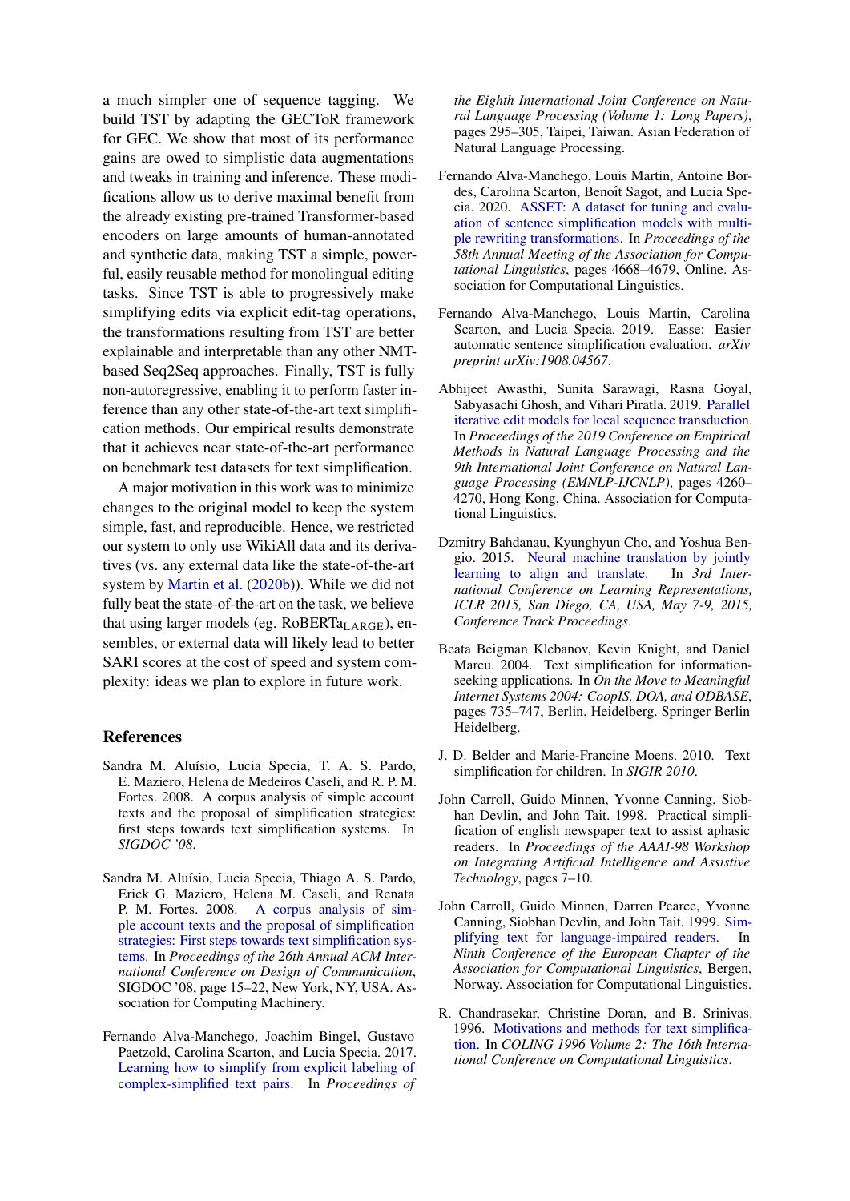a much simpler one of sequence tagging. We build TST by adapting the GECToR framework for GEC. We show that most of its performance gains are owed to simplistic data augmentations and tweaks in training and inference. These modifications allow us to derive maximal benefit from the already existing pre-trained Transformer-based encoders on large amounts of human-annotated and synthetic data, making TST a simple, powerful, easily reusable method for monolingual editing tasks. Since TST is able to progressively make simplifying edits via explicit edit-tag operations, the transformations resulting from TST are better explainable and interpretable than any other NMT-based Seq2Seq approaches. Finally, TST is fully non-autoregressive, enabling it to perform faster inference than any other state-of-the-art text simplification methods. Our empirical results demonstrate that it achieves near state-of-the-art performance on benchmark test datasets for text simplification.

A major motivation in this work was to minimize changes to the original model to keep the system simple, fast, and reproducible. Hence, we restricted our system to only use WikiAll data and its derivatives (vs. any external data like the state-of-the-art system by Martin et al. (2020b)). While we did not fully beat the state-of-the-art on the task, we believe that using larger models (eg. RoBERTa$_{\text{LARGE}}$), ensembles, or external data will likely lead to better SARI scores at the cost of speed and system complexity: ideas we plan to explore in future work.

## References

Sandra M. Aluísio, Lucia Specia, T. A. S. Pardo, E. Maziero, Helena de Medeiros Caseli, and R. P. M. Fortes. 2008. A corpus analysis of simple account texts and the proposal of simplification strategies: first steps towards text simplification systems. In *SIGDOC '08*.

Sandra M. Aluísio, Lucia Specia, Thiago A. S. Pardo, Erick G. Maziero, Helena M. Caseli, and Renata P. M. Fortes. 2008. A corpus analysis of simple account texts and the proposal of simplification strategies: First steps towards text simplification systems. In *Proceedings of the 26th Annual ACM International Conference on Design of Communication*, SIGDOC '08, page 15–22, New York, NY, USA. Association for Computing Machinery.

Fernando Alva-Manchego, Joachim Bingel, Gustavo Paetzold, Carolina Scarton, and Lucia Specia. 2017. Learning how to simplify from explicit labeling of complex-simplified text pairs. In *Proceedings of the Eighth International Joint Conference on Natural Language Processing (Volume 1: Long Papers)*, pages 295–305, Taipei, Taiwan. Asian Federation of Natural Language Processing.

Fernando Alva-Manchego, Louis Martin, Antoine Bordes, Carolina Scarton, Benoît Sagot, and Lucia Specia. 2020. ASSET: A dataset for tuning and evaluation of sentence simplification models with multiple rewriting transformations. In *Proceedings of the 58th Annual Meeting of the Association for Computational Linguistics*, pages 4668–4679, Online. Association for Computational Linguistics.

Fernando Alva-Manchego, Louis Martin, Carolina Scarton, and Lucia Specia. 2019. Easse: Easier automatic sentence simplification evaluation. *arXiv preprint arXiv:1908.04567*.

Abhijeet Awasthi, Sunita Sarawagi, Rasna Goyal, Sabyasachi Ghosh, and Vihari Piratla. 2019. Parallel iterative edit models for local sequence transduction. In *Proceedings of the 2019 Conference on Empirical Methods in Natural Language Processing and the 9th International Joint Conference on Natural Language Processing (EMNLP-IJCNLP)*, pages 4260–4270, Hong Kong, China. Association for Computational Linguistics.

Dzmitry Bahdanau, Kyunghyun Cho, and Yoshua Bengio. 2015. Neural machine translation by jointly learning to align and translate. In *3rd International Conference on Learning Representations, ICLR 2015, San Diego, CA, USA, May 7-9, 2015, Conference Track Proceedings*.

Beata Beigman Klebanov, Kevin Knight, and Daniel Marcu. 2004. Text simplification for information-seeking applications. In *On the Move to Meaningful Internet Systems 2004: CoopIS, DOA, and ODBASE*, pages 735–747, Berlin, Heidelberg. Springer Berlin Heidelberg.

J. D. Belder and Marie-Francine Moens. 2010. Text simplification for children. In *SIGIR 2010*.

John Carroll, Guido Minnen, Yvonne Canning, Siobhan Devlin, and John Tait. 1998. Practical simplification of english newspaper text to assist aphasic readers. In *Proceedings of the AAAI-98 Workshop on Integrating Artificial Intelligence and Assistive Technology*, pages 7–10.

John Carroll, Guido Minnen, Darren Pearce, Yvonne Canning, Siobhan Devlin, and John Tait. 1999. Simplifying text for language-impaired readers. In *Ninth Conference of the European Chapter of the Association for Computational Linguistics*, Bergen, Norway. Association for Computational Linguistics.

R. Chandrasekar, Christine Doran, and B. Srinivas. 1996. Motivations and methods for text simplification. In *COLING 1996 Volume 2: The 16th International Conference on Computational Linguistics*.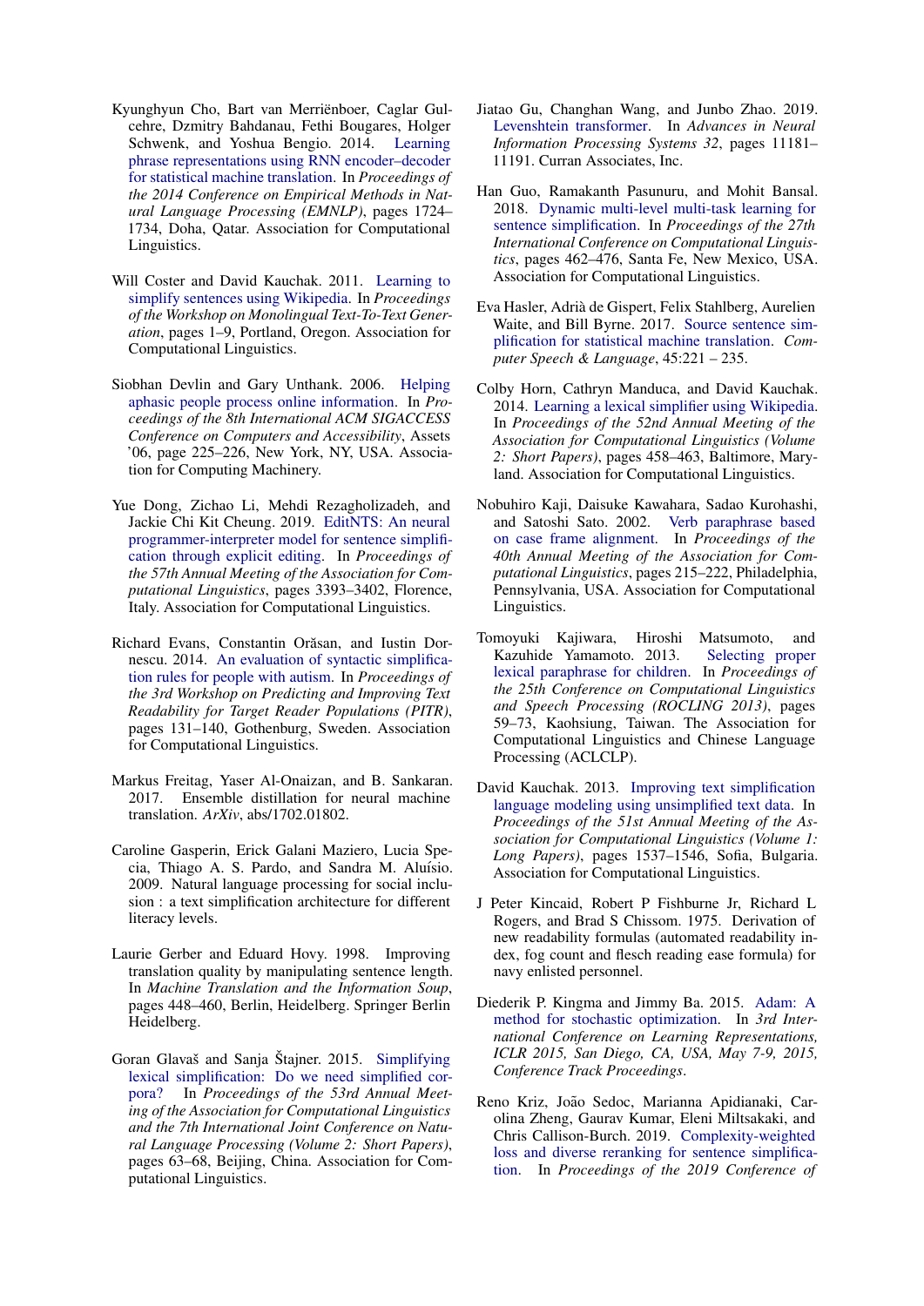Kyunghyun Cho, Bart van Merriënboer, Caglar Gulcehre, Dzmitry Bahdanau, Fethi Bougares, Holger Schwenk, and Yoshua Bengio. 2014. Learning phrase representations using RNN encoder–decoder for statistical machine translation. In *Proceedings of the 2014 Conference on Empirical Methods in Natural Language Processing (EMNLP)*, pages 1724–1734, Doha, Qatar. Association for Computational Linguistics.

Will Coster and David Kauchak. 2011. Learning to simplify sentences using Wikipedia. In *Proceedings of the Workshop on Monolingual Text-To-Text Generation*, pages 1–9, Portland, Oregon. Association for Computational Linguistics.

Siobhan Devlin and Gary Unthank. 2006. Helping aphasic people process online information. In *Proceedings of the 8th International ACM SIGACCESS Conference on Computers and Accessibility*, Assets '06, page 225–226, New York, NY, USA. Association for Computing Machinery.

Yue Dong, Zichao Li, Mehdi Rezagholizadeh, and Jackie Chi Kit Cheung. 2019. EditNTS: An neural programmer-interpreter model for sentence simplification through explicit editing. In *Proceedings of the 57th Annual Meeting of the Association for Computational Linguistics*, pages 3393–3402, Florence, Italy. Association for Computational Linguistics.

Richard Evans, Constantin Orăsan, and Iustin Dornescu. 2014. An evaluation of syntactic simplification rules for people with autism. In *Proceedings of the 3rd Workshop on Predicting and Improving Text Readability for Target Reader Populations (PITR)*, pages 131–140, Gothenburg, Sweden. Association for Computational Linguistics.

Markus Freitag, Yaser Al-Onaizan, and B. Sankaran. 2017. Ensemble distillation for neural machine translation. *ArXiv*, abs/1702.01802.

Caroline Gasperin, Erick Galani Maziero, Lucia Specia, Thiago A. S. Pardo, and Sandra M. Aluísio. 2009. Natural language processing for social inclusion : a text simplification architecture for different literacy levels.

Laurie Gerber and Eduard Hovy. 1998. Improving translation quality by manipulating sentence length. In *Machine Translation and the Information Soup*, pages 448–460, Berlin, Heidelberg. Springer Berlin Heidelberg.

Goran Glavaš and Sanja Štajner. 2015. Simplifying lexical simplification: Do we need simplified corpora? In *Proceedings of the 53rd Annual Meeting of the Association for Computational Linguistics and the 7th International Joint Conference on Natural Language Processing (Volume 2: Short Papers)*, pages 63–68, Beijing, China. Association for Computational Linguistics.

Jiatao Gu, Changhan Wang, and Junbo Zhao. 2019. Levenshtein transformer. In *Advances in Neural Information Processing Systems 32*, pages 11181–11191. Curran Associates, Inc.

Han Guo, Ramakanth Pasunuru, and Mohit Bansal. 2018. Dynamic multi-level multi-task learning for sentence simplification. In *Proceedings of the 27th International Conference on Computational Linguistics*, pages 462–476, Santa Fe, New Mexico, USA. Association for Computational Linguistics.

Eva Hasler, Adrià de Gispert, Felix Stahlberg, Aurelien Waite, and Bill Byrne. 2017. Source sentence simplification for statistical machine translation. *Computer Speech & Language*, 45:221 – 235.

Colby Horn, Cathryn Manduca, and David Kauchak. 2014. Learning a lexical simplifier using Wikipedia. In *Proceedings of the 52nd Annual Meeting of the Association for Computational Linguistics (Volume 2: Short Papers)*, pages 458–463, Baltimore, Maryland. Association for Computational Linguistics.

Nobuhiro Kaji, Daisuke Kawahara, Sadao Kurohashi, and Satoshi Sato. 2002. Verb paraphrase based on case frame alignment. In *Proceedings of the 40th Annual Meeting of the Association for Computational Linguistics*, pages 215–222, Philadelphia, Pennsylvania, USA. Association for Computational Linguistics.

Tomoyuki Kajiwara, Hiroshi Matsumoto, and Kazuhide Yamamoto. 2013. Selecting proper lexical paraphrase for children. In *Proceedings of the 25th Conference on Computational Linguistics and Speech Processing (ROCLING 2013)*, pages 59–73, Kaohsiung, Taiwan. The Association for Computational Linguistics and Chinese Language Processing (ACLCLP).

David Kauchak. 2013. Improving text simplification language modeling using unsimplified text data. In *Proceedings of the 51st Annual Meeting of the Association for Computational Linguistics (Volume 1: Long Papers)*, pages 1537–1546, Sofia, Bulgaria. Association for Computational Linguistics.

J Peter Kincaid, Robert P Fishburne Jr, Richard L Rogers, and Brad S Chissom. 1975. Derivation of new readability formulas (automated readability index, fog count and flesch reading ease formula) for navy enlisted personnel.

Diederik P. Kingma and Jimmy Ba. 2015. Adam: A method for stochastic optimization. In *3rd International Conference on Learning Representations, ICLR 2015, San Diego, CA, USA, May 7-9, 2015, Conference Track Proceedings*.

Reno Kriz, João Sedoc, Marianna Apidianaki, Carolina Zheng, Gaurav Kumar, Eleni Miltsakaki, and Chris Callison-Burch. 2019. Complexity-weighted loss and diverse reranking for sentence simplification. In *Proceedings of the 2019 Conference of*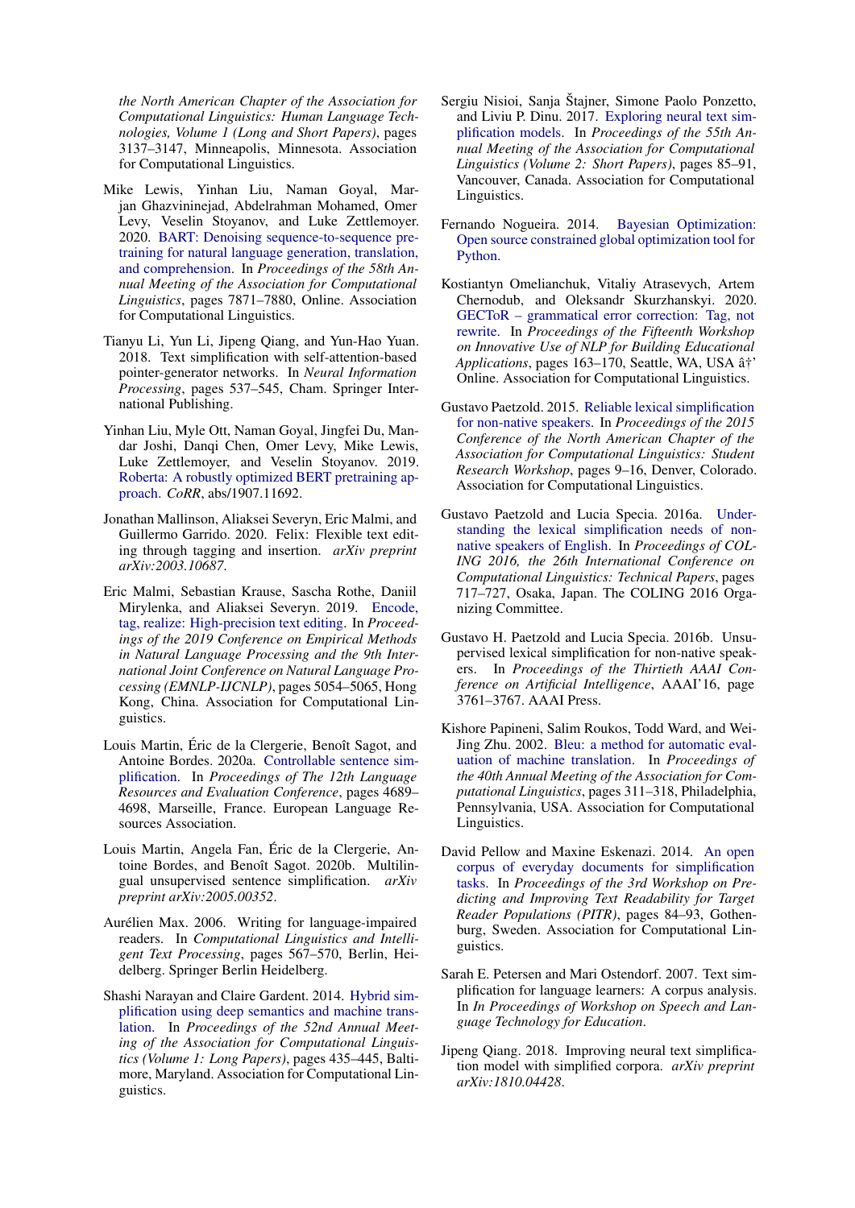the North American Chapter of the Association for Computational Linguistics: Human Language Technologies, Volume 1 (Long and Short Papers)*, pages 3137–3147, Minneapolis, Minnesota. Association for Computational Linguistics.

Mike Lewis, Yinhan Liu, Naman Goyal, Marjan Ghazvininejad, Abdelrahman Mohamed, Omer Levy, Veselin Stoyanov, and Luke Zettlemoyer. 2020. BART: Denoising sequence-to-sequence pre-training for natural language generation, translation, and comprehension. In *Proceedings of the 58th Annual Meeting of the Association for Computational Linguistics*, pages 7871–7880, Online. Association for Computational Linguistics.

Tianyu Li, Yun Li, Jipeng Qiang, and Yun-Hao Yuan. 2018. Text simplification with self-attention-based pointer-generator networks. In *Neural Information Processing*, pages 537–545, Cham. Springer International Publishing.

Yinhan Liu, Myle Ott, Naman Goyal, Jingfei Du, Mandar Joshi, Danqi Chen, Omer Levy, Mike Lewis, Luke Zettlemoyer, and Veselin Stoyanov. 2019. Roberta: A robustly optimized BERT pretraining approach. *CoRR*, abs/1907.11692.

Jonathan Mallinson, Aliaksei Severyn, Eric Malmi, and Guillermo Garrido. 2020. Felix: Flexible text editing through tagging and insertion. *arXiv preprint arXiv:2003.10687*.

Eric Malmi, Sebastian Krause, Sascha Rothe, Daniil Mirylenka, and Aliaksei Severyn. 2019. Encode, tag, realize: High-precision text editing. In *Proceedings of the 2019 Conference on Empirical Methods in Natural Language Processing and the 9th International Joint Conference on Natural Language Processing (EMNLP-IJCNLP)*, pages 5054–5065, Hong Kong, China. Association for Computational Linguistics.

Louis Martin, Éric de la Clergerie, Benoît Sagot, and Antoine Bordes. 2020a. Controllable sentence simplification. In *Proceedings of The 12th Language Resources and Evaluation Conference*, pages 4689–4698, Marseille, France. European Language Resources Association.

Louis Martin, Angela Fan, Éric de la Clergerie, Antoine Bordes, and Benoît Sagot. 2020b. Multilingual unsupervised sentence simplification. *arXiv preprint arXiv:2005.00352*.

Aurélien Max. 2006. Writing for language-impaired readers. In *Computational Linguistics and Intelligent Text Processing*, pages 567–570, Berlin, Heidelberg. Springer Berlin Heidelberg.

Shashi Narayan and Claire Gardent. 2014. Hybrid simplification using deep semantics and machine translation. In *Proceedings of the 52nd Annual Meeting of the Association for Computational Linguistics (Volume 1: Long Papers)*, pages 435–445, Baltimore, Maryland. Association for Computational Linguistics.

Sergiu Nisioi, Sanja Štajner, Simone Paolo Ponzetto, and Liviu P. Dinu. 2017. Exploring neural text simplification models. In *Proceedings of the 55th Annual Meeting of the Association for Computational Linguistics (Volume 2: Short Papers)*, pages 85–91, Vancouver, Canada. Association for Computational Linguistics.

Fernando Nogueira. 2014. Bayesian Optimization: Open source constrained global optimization tool for Python.

Kostiantyn Omelianchuk, Vitaliy Atrasevych, Artem Chernodub, and Oleksandr Skurzhanskyi. 2020. GECToR – grammatical error correction: Tag, not rewrite. In *Proceedings of the Fifteenth Workshop on Innovative Use of NLP for Building Educational Applications*, pages 163–170, Seattle, WA, USA â†’ Online. Association for Computational Linguistics.

Gustavo Paetzold. 2015. Reliable lexical simplification for non-native speakers. In *Proceedings of the 2015 Conference of the North American Chapter of the Association for Computational Linguistics: Student Research Workshop*, pages 9–16, Denver, Colorado. Association for Computational Linguistics.

Gustavo Paetzold and Lucia Specia. 2016a. Understanding the lexical simplification needs of non-native speakers of English. In *Proceedings of COLING 2016, the 26th International Conference on Computational Linguistics: Technical Papers*, pages 717–727, Osaka, Japan. The COLING 2016 Organizing Committee.

Gustavo H. Paetzold and Lucia Specia. 2016b. Unsupervised lexical simplification for non-native speakers. In *Proceedings of the Thirtieth AAAI Conference on Artificial Intelligence*, AAAI'16, page 3761–3767. AAAI Press.

Kishore Papineni, Salim Roukos, Todd Ward, and Wei-Jing Zhu. 2002. Bleu: a method for automatic evaluation of machine translation. In *Proceedings of the 40th Annual Meeting of the Association for Computational Linguistics*, pages 311–318, Philadelphia, Pennsylvania, USA. Association for Computational Linguistics.

David Pellow and Maxine Eskenazi. 2014. An open corpus of everyday documents for simplification tasks. In *Proceedings of the 3rd Workshop on Predicting and Improving Text Readability for Target Reader Populations (PITR)*, pages 84–93, Gothenburg, Sweden. Association for Computational Linguistics.

Sarah E. Petersen and Mari Ostendorf. 2007. Text simplification for language learners: A corpus analysis. In *In Proceedings of Workshop on Speech and Language Technology for Education*.

Jipeng Qiang. 2018. Improving neural text simplification model with simplified corpora. *arXiv preprint arXiv:1810.04428*.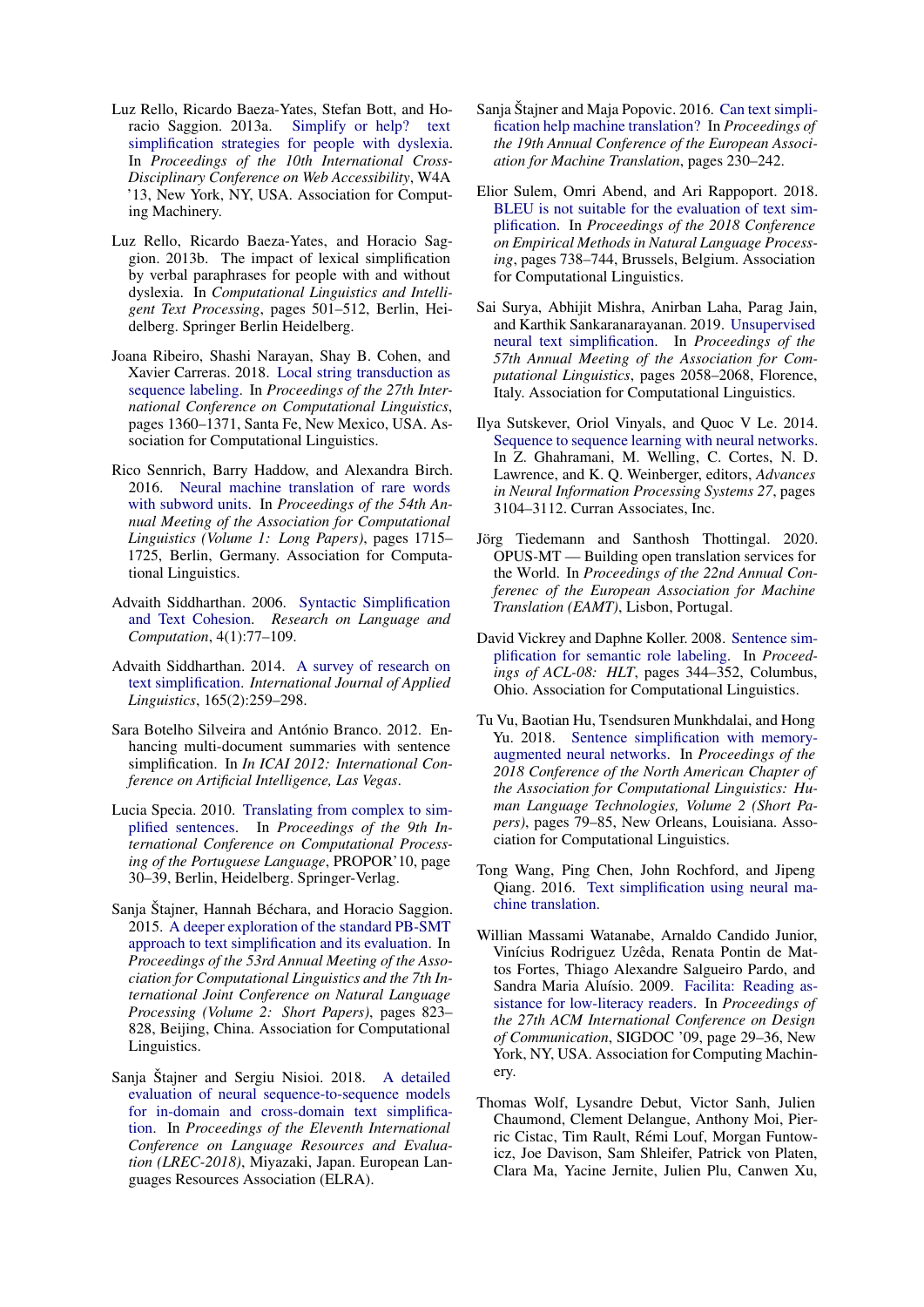Luz Rello, Ricardo Baeza-Yates, Stefan Bott, and Horacio Saggion. 2013a. Simplify or help? text simplification strategies for people with dyslexia. In *Proceedings of the 10th International Cross-Disciplinary Conference on Web Accessibility*, W4A '13, New York, NY, USA. Association for Computing Machinery.

Luz Rello, Ricardo Baeza-Yates, and Horacio Saggion. 2013b. The impact of lexical simplification by verbal paraphrases for people with and without dyslexia. In *Computational Linguistics and Intelligent Text Processing*, pages 501–512, Berlin, Heidelberg. Springer Berlin Heidelberg.

Joana Ribeiro, Shashi Narayan, Shay B. Cohen, and Xavier Carreras. 2018. Local string transduction as sequence labeling. In *Proceedings of the 27th International Conference on Computational Linguistics*, pages 1360–1371, Santa Fe, New Mexico, USA. Association for Computational Linguistics.

Rico Sennrich, Barry Haddow, and Alexandra Birch. 2016. Neural machine translation of rare words with subword units. In *Proceedings of the 54th Annual Meeting of the Association for Computational Linguistics (Volume 1: Long Papers)*, pages 1715–1725, Berlin, Germany. Association for Computational Linguistics.

Advaith Siddharthan. 2006. Syntactic Simplification and Text Cohesion. *Research on Language and Computation*, 4(1):77–109.

Advaith Siddharthan. 2014. A survey of research on text simplification. *International Journal of Applied Linguistics*, 165(2):259–298.

Sara Botelho Silveira and António Branco. 2012. Enhancing multi-document summaries with sentence simplification. In *In ICAI 2012: International Conference on Artificial Intelligence, Las Vegas*.

Lucia Specia. 2010. Translating from complex to simplified sentences. In *Proceedings of the 9th International Conference on Computational Processing of the Portuguese Language*, PROPOR'10, page 30–39, Berlin, Heidelberg. Springer-Verlag.

Sanja Štajner, Hannah Béchara, and Horacio Saggion. 2015. A deeper exploration of the standard PB-SMT approach to text simplification and its evaluation. In *Proceedings of the 53rd Annual Meeting of the Association for Computational Linguistics and the 7th International Joint Conference on Natural Language Processing (Volume 2: Short Papers)*, pages 823–828, Beijing, China. Association for Computational Linguistics.

Sanja Štajner and Sergiu Nisioi. 2018. A detailed evaluation of neural sequence-to-sequence models for in-domain and cross-domain text simplification. In *Proceedings of the Eleventh International Conference on Language Resources and Evaluation (LREC-2018)*, Miyazaki, Japan. European Languages Resources Association (ELRA).

Sanja Štajner and Maja Popovic. 2016. Can text simplification help machine translation? In *Proceedings of the 19th Annual Conference of the European Association for Machine Translation*, pages 230–242.

Elior Sulem, Omri Abend, and Ari Rappoport. 2018. BLEU is not suitable for the evaluation of text simplification. In *Proceedings of the 2018 Conference on Empirical Methods in Natural Language Processing*, pages 738–744, Brussels, Belgium. Association for Computational Linguistics.

Sai Surya, Abhijit Mishra, Anirban Laha, Parag Jain, and Karthik Sankaranarayanan. 2019. Unsupervised neural text simplification. In *Proceedings of the 57th Annual Meeting of the Association for Computational Linguistics*, pages 2058–2068, Florence, Italy. Association for Computational Linguistics.

Ilya Sutskever, Oriol Vinyals, and Quoc V Le. 2014. Sequence to sequence learning with neural networks. In Z. Ghahramani, M. Welling, C. Cortes, N. D. Lawrence, and K. Q. Weinberger, editors, *Advances in Neural Information Processing Systems 27*, pages 3104–3112. Curran Associates, Inc.

Jörg Tiedemann and Santhosh Thottingal. 2020. OPUS-MT — Building open translation services for the World. In *Proceedings of the 22nd Annual Conferenc of the European Association for Machine Translation (EAMT)*, Lisbon, Portugal.

David Vickrey and Daphne Koller. 2008. Sentence simplification for semantic role labeling. In *Proceedings of ACL-08: HLT*, pages 344–352, Columbus, Ohio. Association for Computational Linguistics.

Tu Vu, Baotian Hu, Tsendsuren Munkhdalai, and Hong Yu. 2018. Sentence simplification with memory-augmented neural networks. In *Proceedings of the 2018 Conference of the North American Chapter of the Association for Computational Linguistics: Human Language Technologies, Volume 2 (Short Papers)*, pages 79–85, New Orleans, Louisiana. Association for Computational Linguistics.

Tong Wang, Ping Chen, John Rochford, and Jipeng Qiang. 2016. Text simplification using neural machine translation.

Willian Massami Watanabe, Arnaldo Candido Junior, Vinícius Rodriguez Uzêda, Renata Pontin de Mattos Fortes, Thiago Alexandre Salgueiro Pardo, and Sandra Maria Aluísio. 2009. Facilita: Reading assistance for low-literacy readers. In *Proceedings of the 27th ACM International Conference on Design of Communication*, SIGDOC '09, page 29–36, New York, NY, USA. Association for Computing Machinery.

Thomas Wolf, Lysandre Debut, Victor Sanh, Julien Chaumond, Clement Delangue, Anthony Moi, Pierric Cistac, Tim Rault, Rémi Louf, Morgan Funtowicz, Joe Davison, Sam Shleifer, Patrick von Platen, Clara Ma, Yacine Jernite, Julien Plu, Canwen Xu,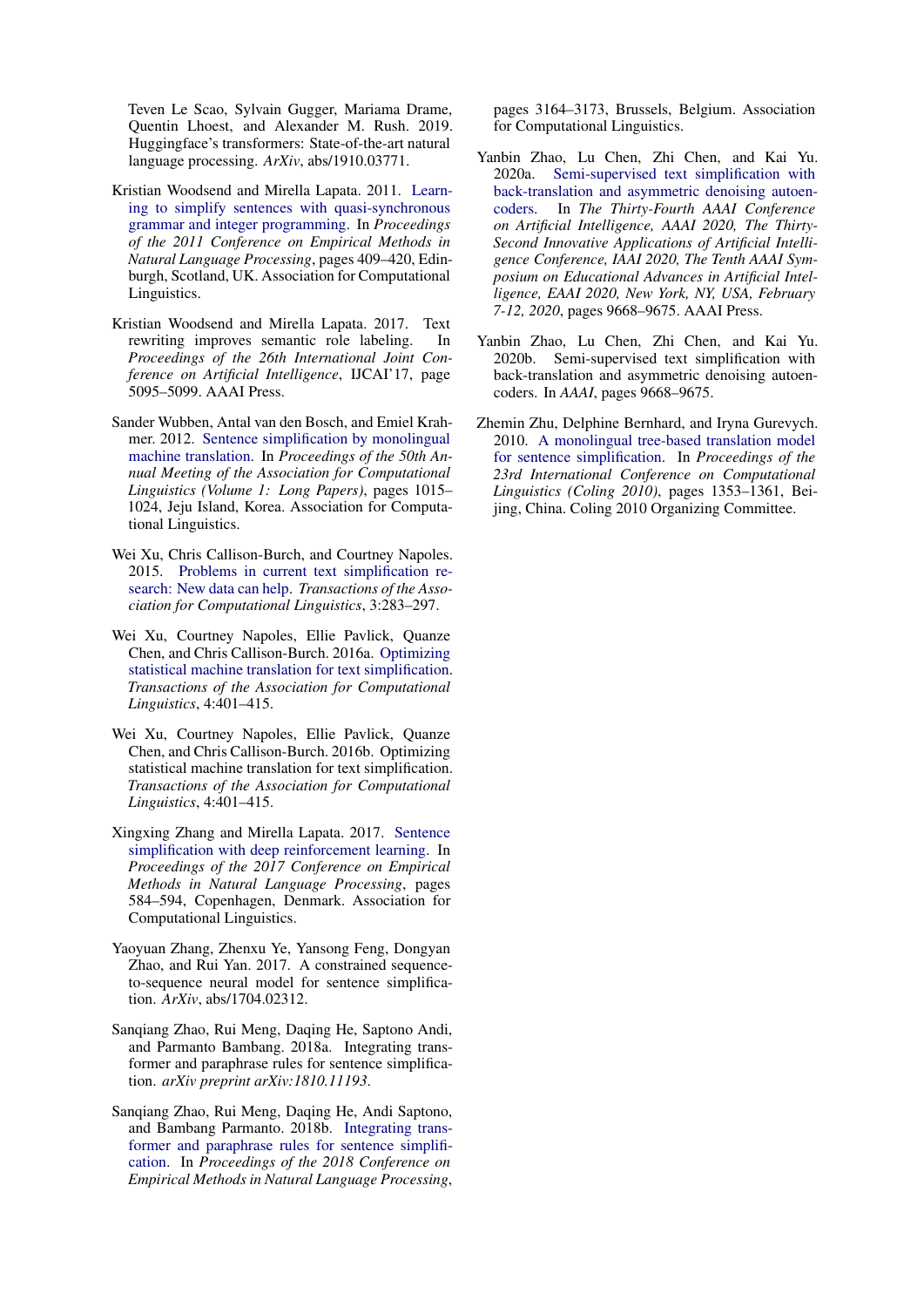Teven Le Scao, Sylvain Gugger, Mariama Drame, Quentin Lhoest, and Alexander M. Rush. 2019. Huggingface's transformers: State-of-the-art natural language processing. *ArXiv*, abs/1910.03771.

Kristian Woodsend and Mirella Lapata. 2011. Learning to simplify sentences with quasi-synchronous grammar and integer programming. In *Proceedings of the 2011 Conference on Empirical Methods in Natural Language Processing*, pages 409–420, Edinburgh, Scotland, UK. Association for Computational Linguistics.

Kristian Woodsend and Mirella Lapata. 2017. Text rewriting improves semantic role labeling. In *Proceedings of the 26th International Joint Conference on Artificial Intelligence*, IJCAI'17, page 5095–5099. AAAI Press.

Sander Wubben, Antal van den Bosch, and Emiel Krahmer. 2012. Sentence simplification by monolingual machine translation. In *Proceedings of the 50th Annual Meeting of the Association for Computational Linguistics (Volume 1: Long Papers)*, pages 1015–1024, Jeju Island, Korea. Association for Computational Linguistics.

Wei Xu, Chris Callison-Burch, and Courtney Napoles. 2015. Problems in current text simplification research: New data can help. *Transactions of the Association for Computational Linguistics*, 3:283–297.

Wei Xu, Courtney Napoles, Ellie Pavlick, Quanze Chen, and Chris Callison-Burch. 2016a. Optimizing statistical machine translation for text simplification. *Transactions of the Association for Computational Linguistics*, 4:401–415.

Wei Xu, Courtney Napoles, Ellie Pavlick, Quanze Chen, and Chris Callison-Burch. 2016b. Optimizing statistical machine translation for text simplification. *Transactions of the Association for Computational Linguistics*, 4:401–415.

Xingxing Zhang and Mirella Lapata. 2017. Sentence simplification with deep reinforcement learning. In *Proceedings of the 2017 Conference on Empirical Methods in Natural Language Processing*, pages 584–594, Copenhagen, Denmark. Association for Computational Linguistics.

Yaoyuan Zhang, Zhenxu Ye, Yansong Feng, Dongyan Zhao, and Rui Yan. 2017. A constrained sequence-to-sequence neural model for sentence simplification. *ArXiv*, abs/1704.02312.

Sanqiang Zhao, Rui Meng, Daqing He, Saptono Andi, and Parmanto Bambang. 2018a. Integrating transformer and paraphrase rules for sentence simplification. *arXiv preprint arXiv:1810.11193*.

Sanqiang Zhao, Rui Meng, Daqing He, Andi Saptono, and Bambang Parmanto. 2018b. Integrating transformer and paraphrase rules for sentence simplification. In *Proceedings of the 2018 Conference on Empirical Methods in Natural Language Processing*, pages 3164–3173, Brussels, Belgium. Association for Computational Linguistics.

Yanbin Zhao, Lu Chen, Zhi Chen, and Kai Yu. 2020a. Semi-supervised text simplification with back-translation and asymmetric denoising autoencoders. In *The Thirty-Fourth AAAI Conference on Artificial Intelligence, AAAI 2020, The Thirty-Second Innovative Applications of Artificial Intelligence Conference, IAAI 2020, The Tenth AAAI Symposium on Educational Advances in Artificial Intelligence, EAAI 2020, New York, NY, USA, February 7-12, 2020*, pages 9668–9675. AAAI Press.

Yanbin Zhao, Lu Chen, Zhi Chen, and Kai Yu. 2020b. Semi-supervised text simplification with back-translation and asymmetric denoising autoencoders. In *AAAI*, pages 9668–9675.

Zhemin Zhu, Delphine Bernhard, and Iryna Gurevych. 2010. A monolingual tree-based translation model for sentence simplification. In *Proceedings of the 23rd International Conference on Computational Linguistics (Coling 2010)*, pages 1353–1361, Beijing, China. Coling 2010 Organizing Committee.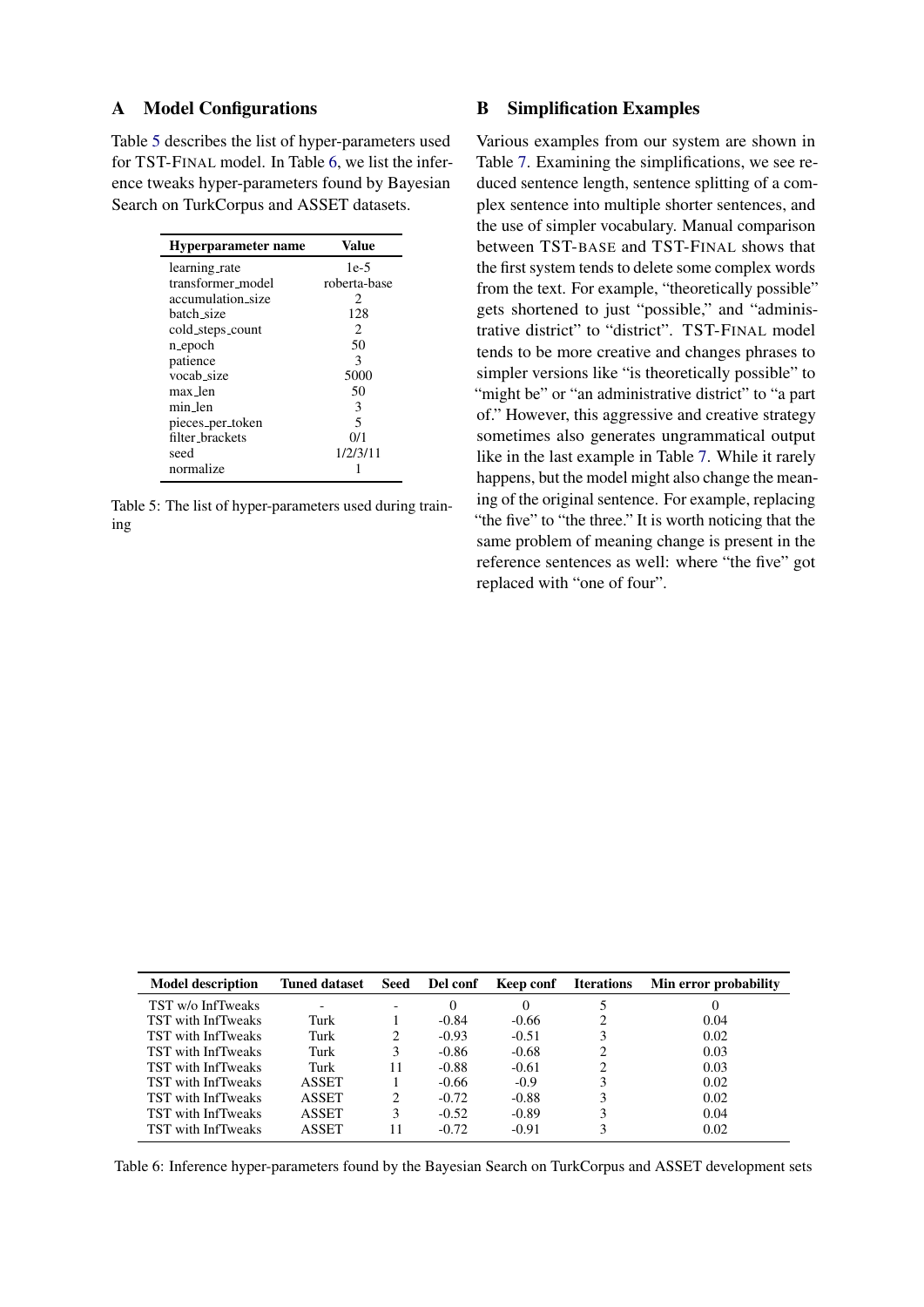## A Model Configurations

Table 5 describes the list of hyper-parameters used for TST-FINAL model. In Table 6, we list the inference tweaks hyper-parameters found by Bayesian Search on TurkCorpus and ASSET datasets.

| Hyperparameter name | Value |
|---|---|
| learning_rate | 1e-5 |
| transformer_model | roberta-base |
| accumulation_size | 2 |
| batch_size | 128 |
| cold_steps_count | 2 |
| n_epoch | 50 |
| patience | 3 |
| vocab_size | 5000 |
| max_len | 50 |
| min_len | 3 |
| pieces_per_token | 5 |
| filter_brackets | 0/1 |
| seed | 1/2/3/11 |
| normalize | 1 |

Table 5: The list of hyper-parameters used during training

## B Simplification Examples

Various examples from our system are shown in Table 7. Examining the simplifications, we see reduced sentence length, sentence splitting of a complex sentence into multiple shorter sentences, and the use of simpler vocabulary. Manual comparison between TST-BASE and TST-FINAL shows that the first system tends to delete some complex words from the text. For example, "theoretically possible" gets shortened to just "possible," and "administrative district" to "district". TST-FINAL model tends to be more creative and changes phrases to simpler versions like "is theoretically possible" to "might be" or "an administrative district" to "a part of." However, this aggressive and creative strategy sometimes also generates ungrammatical output like in the last example in Table 7. While it rarely happens, but the model might also change the meaning of the original sentence. For example, replacing "the five" to "the three." It is worth noticing that the same problem of meaning change is present in the reference sentences as well: where "the five" got replaced with "one of four".

| Model description | Tuned dataset | Seed | Del conf | Keep conf | Iterations | Min error probability |
|---|---|---|---|---|---|---|
| TST w/o InfTweaks | - | - | 0 | 0 | 5 | 0 |
| TST with InfTweaks | Turk | 1 | -0.84 | -0.66 | 2 | 0.04 |
| TST with InfTweaks | Turk | 2 | -0.93 | -0.51 | 3 | 0.02 |
| TST with InfTweaks | Turk | 3 | -0.86 | -0.68 | 2 | 0.03 |
| TST with InfTweaks | Turk | 11 | -0.88 | -0.61 | 2 | 0.03 |
| TST with InfTweaks | ASSET | 1 | -0.66 | -0.9 | 3 | 0.02 |
| TST with InfTweaks | ASSET | 2 | -0.72 | -0.88 | 3 | 0.02 |
| TST with InfTweaks | ASSET | 3 | -0.52 | -0.89 | 3 | 0.04 |
| TST with InfTweaks | ASSET | 11 | -0.72 | -0.91 | 3 | 0.02 |

Table 6: Inference hyper-parameters found by the Bayesian Search on TurkCorpus and ASSET development sets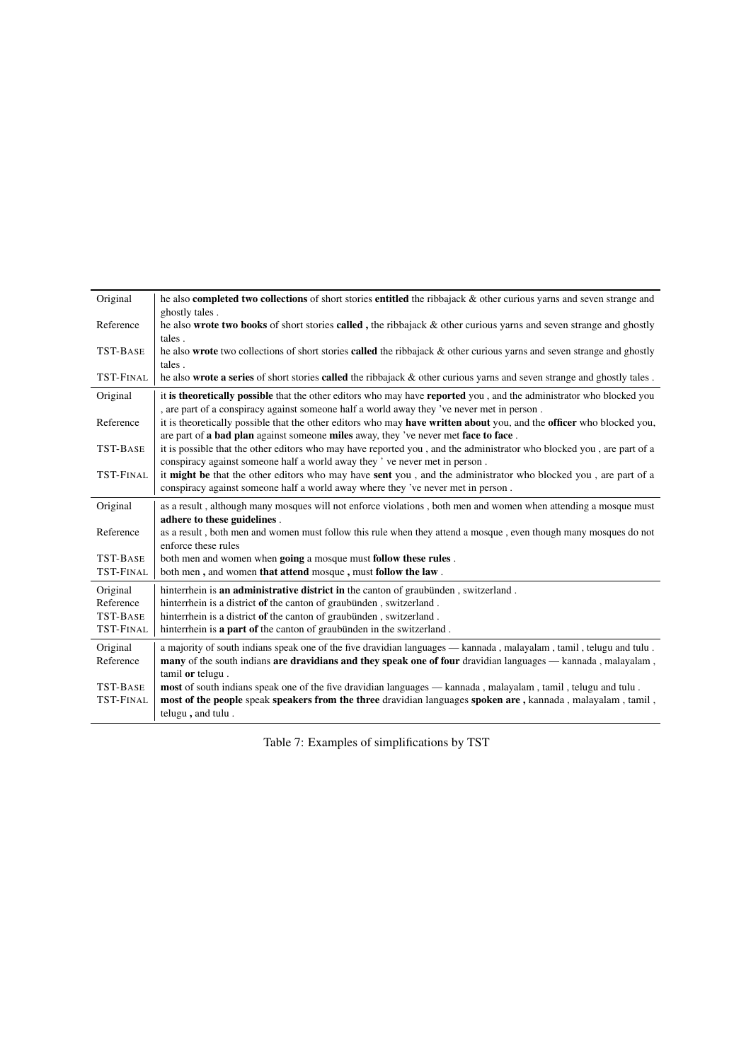| | |
|---|---|
| Original | he also **completed two collections** of short stories **entitled** the ribbajack & other curious yarns and seven strange and ghostly tales . |
| Reference | he also **wrote two books** of short stories **called ,** the ribbajack & other curious yarns and seven strange and ghostly tales . |
| TST-BASE | he also **wrote** two collections of short stories **called** the ribbajack & other curious yarns and seven strange and ghostly tales . |
| TST-FINAL | he also **wrote a series** of short stories **called** the ribbajack & other curious yarns and seven strange and ghostly tales . |
| Original | it **is theoretically possible** that the other editors who may have **reported** you , and the administrator who blocked you , are part of a conspiracy against someone half a world away they 've never met in person . |
| Reference | it is theoretically possible that the other editors who may **have written about** you, and the **officer** who blocked you, are part of **a bad plan** against someone **miles** away, they 've never met **face to face** . |
| TST-BASE | it is possible that the other editors who may have reported you , and the administrator who blocked you , are part of a conspiracy against someone half a world away they ' ve never met in person . |
| TST-FINAL | it **might be** that the other editors who may have **sent** you , and the administrator who blocked you , are part of a conspiracy against someone half a world away where they 've never met in person . |
| Original | as a result , although many mosques will not enforce violations , both men and women when attending a mosque must **adhere to these guidelines** . |
| Reference | as a result , both men and women must follow this rule when they attend a mosque , even though many mosques do not enforce these rules |
| TST-BASE | both men and women when **going** a mosque must **follow these rules** . |
| TST-FINAL | both men **,** and women **that attend** mosque **,** must **follow the law** . |
| Original | hinterrhein is **an administrative district in** the canton of graubünden , switzerland . |
| Reference | hinterrhein is a district **of** the canton of graubünden , switzerland . |
| TST-BASE | hinterrhein is a district **of** the canton of graubünden , switzerland . |
| TST-FINAL | hinterrhein is **a part of** the canton of graubünden in the switzerland . |
| Original | a majority of south indians speak one of the five dravidian languages — kannada , malayalam , tamil , telugu and tulu . |
| Reference | **many** of the south indians **are dravidians and they speak one of four** dravidian languages — kannada , malayalam , tamil **or** telugu . |
| TST-BASE | **most** of south indians speak one of the five dravidian languages — kannada , malayalam , tamil , telugu and tulu . |
| TST-FINAL | **most of the people** speak **speakers from the three** dravidian languages **spoken are ,** kannada , malayalam , tamil , telugu **,** and tulu . |

Table 7: Examples of simplifications by TST